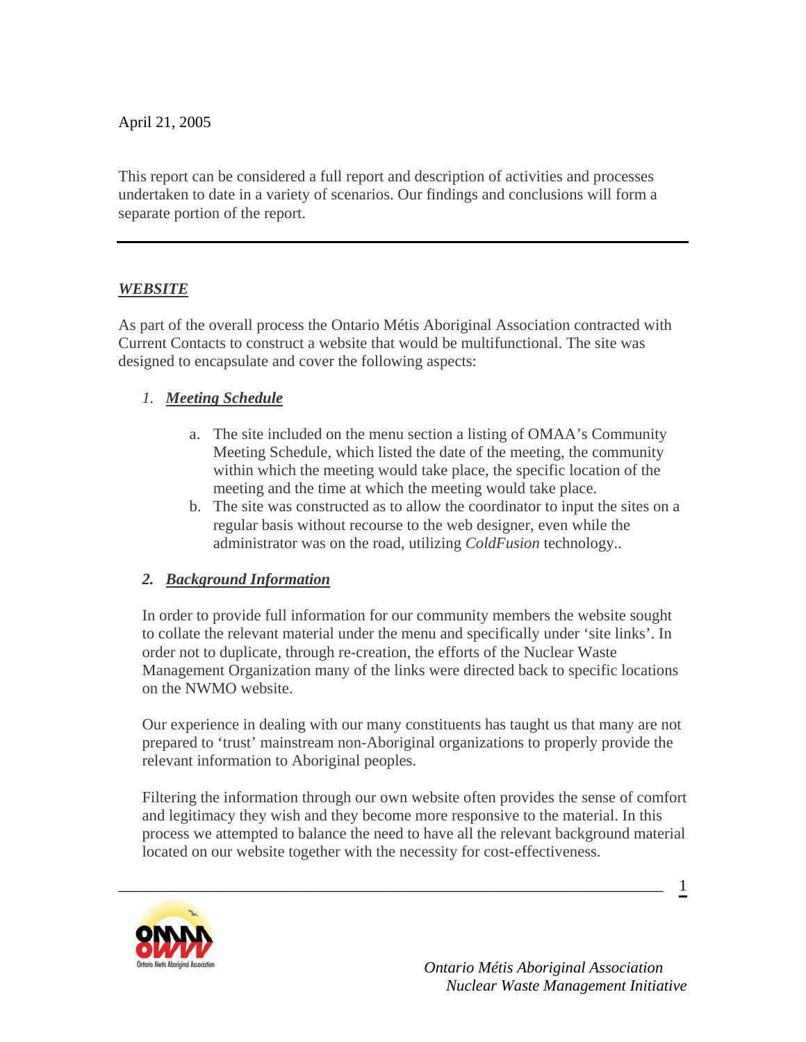April 21, 2005

This report can be considered a full report and description of activities and processes undertaken to date in a variety of scenarios. Our findings and conclusions will form a separate portion of the report.

---

## ***WEBSITE***

As part of the overall process the Ontario Métis Aboriginal Association contracted with Current Contacts to construct a website that would be multifunctional. The site was designed to encapsulate and cover the following aspects:

1. ***Meeting Schedule***

   a. The site included on the menu section a listing of OMAA's Community Meeting Schedule, which listed the date of the meeting, the community within which the meeting would take place, the specific location of the meeting and the time at which the meeting would take place.
   
   b. The site was constructed as to allow the coordinator to input the sites on a regular basis without recourse to the web designer, even while the administrator was on the road, utilizing *ColdFusion* technology..

2. ***Background Information***

   In order to provide full information for our community members the website sought to collate the relevant material under the menu and specifically under 'site links'. In order not to duplicate, through re-creation, the efforts of the Nuclear Waste Management Organization many of the links were directed back to specific locations on the NWMO website.

   Our experience in dealing with our many constituents has taught us that many are not prepared to 'trust' mainstream non-Aboriginal organizations to properly provide the relevant information to Aboriginal peoples.

   Filtering the information through our own website often provides the sense of comfort and legitimacy they wish and they become more responsive to the material. In this process we attempted to balance the need to have all the relevant background material located on our website together with the necessity for cost-effectiveness.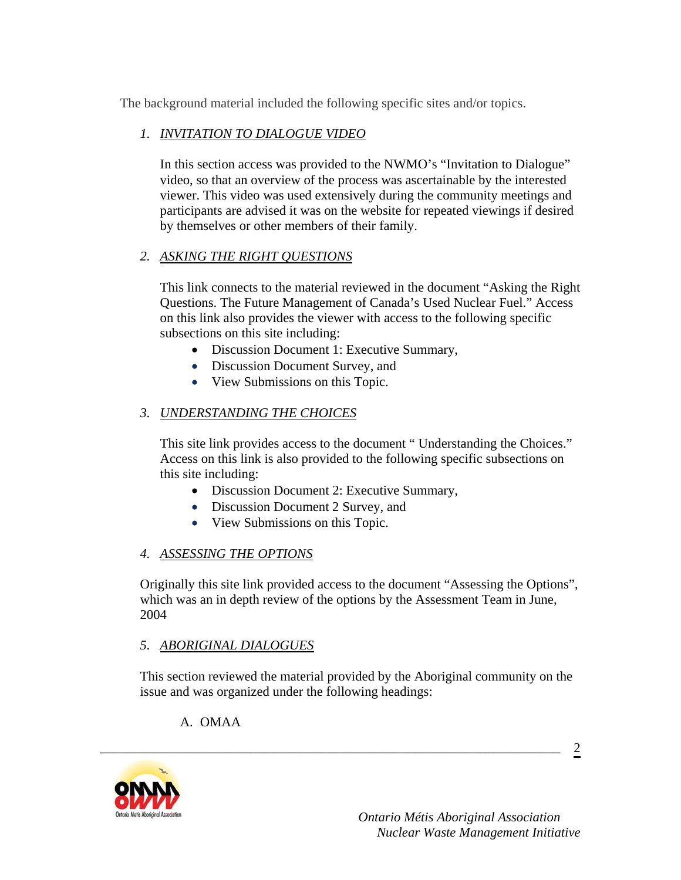The background material included the following specific sites and/or topics.

1. *INVITATION TO DIALOGUE VIDEO*

   In this section access was provided to the NWMO's "Invitation to Dialogue" video, so that an overview of the process was ascertainable by the interested viewer. This video was used extensively during the community meetings and participants are advised it was on the website for repeated viewings if desired by themselves or other members of their family.

2. *ASKING THE RIGHT QUESTIONS*

   This link connects to the material reviewed in the document "Asking the Right Questions. The Future Management of Canada's Used Nuclear Fuel." Access on this link also provides the viewer with access to the following specific subsections on this site including:
   - Discussion Document 1: Executive Summary,
   - Discussion Document Survey, and
   - View Submissions on this Topic.

3. *UNDERSTANDING THE CHOICES*

   This site link provides access to the document " Understanding the Choices." Access on this link is also provided to the following specific subsections on this site including:
   - Discussion Document 2: Executive Summary,
   - Discussion Document 2 Survey, and
   - View Submissions on this Topic.

4. *ASSESSING THE OPTIONS*

Originally this site link provided access to the document "Assessing the Options", which was an in depth review of the options by the Assessment Team in June, 2004

5. *ABORIGINAL DIALOGUES*

This section reviewed the material provided by the Aboriginal community on the issue and was organized under the following headings:

A. OMAA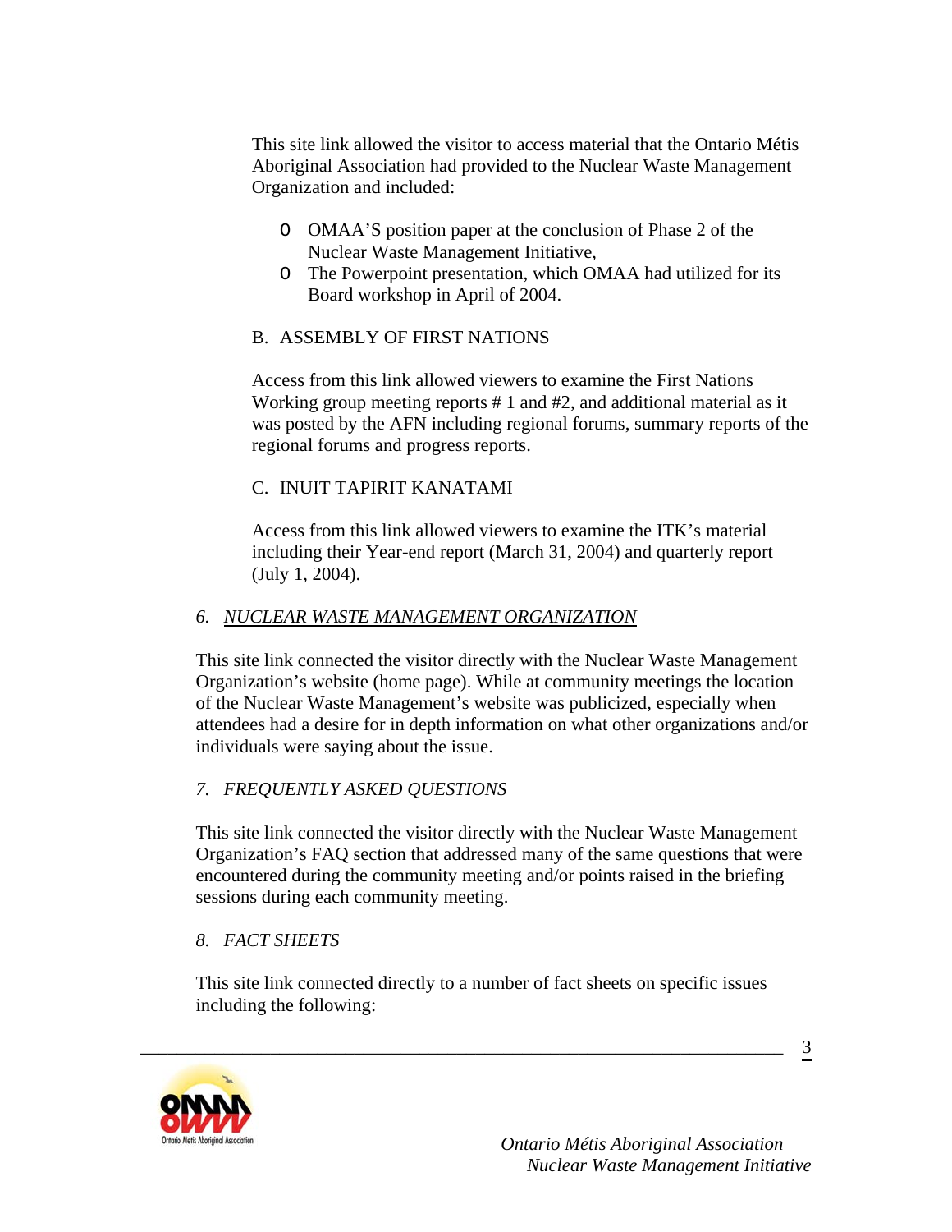This site link allowed the visitor to access material that the Ontario Métis Aboriginal Association had provided to the Nuclear Waste Management Organization and included:

- OMAA'S position paper at the conclusion of Phase 2 of the Nuclear Waste Management Initiative,
- The Powerpoint presentation, which OMAA had utilized for its Board workshop in April of 2004.

B. ASSEMBLY OF FIRST NATIONS

Access from this link allowed viewers to examine the First Nations Working group meeting reports # 1 and #2, and additional material as it was posted by the AFN including regional forums, summary reports of the regional forums and progress reports.

C. INUIT TAPIRIT KANATAMI

Access from this link allowed viewers to examine the ITK's material including their Year-end report (March 31, 2004) and quarterly report (July 1, 2004).

### 6. *NUCLEAR WASTE MANAGEMENT ORGANIZATION*

This site link connected the visitor directly with the Nuclear Waste Management Organization's website (home page). While at community meetings the location of the Nuclear Waste Management's website was publicized, especially when attendees had a desire for in depth information on what other organizations and/or individuals were saying about the issue.

### 7. *FREQUENTLY ASKED QUESTIONS*

This site link connected the visitor directly with the Nuclear Waste Management Organization's FAQ section that addressed many of the same questions that were encountered during the community meeting and/or points raised in the briefing sessions during each community meeting.

### 8. *FACT SHEETS*

This site link connected directly to a number of fact sheets on specific issues including the following: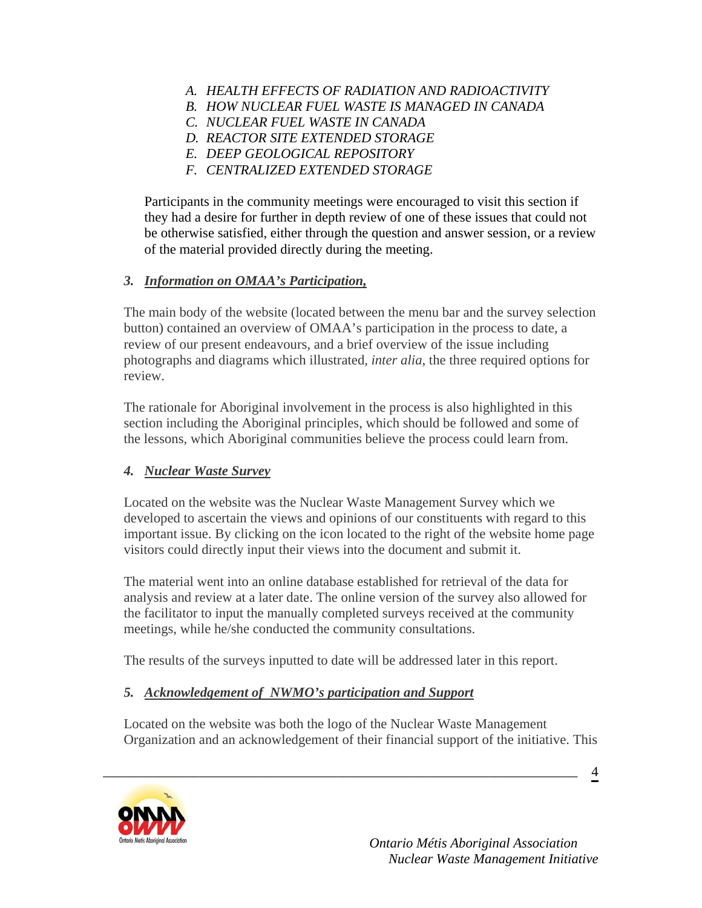*A. HEALTH EFFECTS OF RADIATION AND RADIOACTIVITY*
*B. HOW NUCLEAR FUEL WASTE IS MANAGED IN CANADA*
*C. NUCLEAR FUEL WASTE IN CANADA*
*D. REACTOR SITE EXTENDED STORAGE*
*E. DEEP GEOLOGICAL REPOSITORY*
*F. CENTRALIZED EXTENDED STORAGE*

Participants in the community meetings were encouraged to visit this section if they had a desire for further in depth review of one of these issues that could not be otherwise satisfied, either through the question and answer session, or a review of the material provided directly during the meeting.

### *3. Information on OMAA's Participation,*

The main body of the website (located between the menu bar and the survey selection button) contained an overview of OMAA's participation in the process to date, a review of our present endeavours, and a brief overview of the issue including photographs and diagrams which illustrated, *inter alia*, the three required options for review.

The rationale for Aboriginal involvement in the process is also highlighted in this section including the Aboriginal principles, which should be followed and some of the lessons, which Aboriginal communities believe the process could learn from.

### *4. Nuclear Waste Survey*

Located on the website was the Nuclear Waste Management Survey which we developed to ascertain the views and opinions of our constituents with regard to this important issue. By clicking on the icon located to the right of the website home page visitors could directly input their views into the document and submit it.

The material went into an online database established for retrieval of the data for analysis and review at a later date. The online version of the survey also allowed for the facilitator to input the manually completed surveys received at the community meetings, while he/she conducted the community consultations.

The results of the surveys inputted to date will be addressed later in this report.

### *5. Acknowledgement of NWMO's participation and Support*

Located on the website was both the logo of the Nuclear Waste Management Organization and an acknowledgement of their financial support of the initiative. This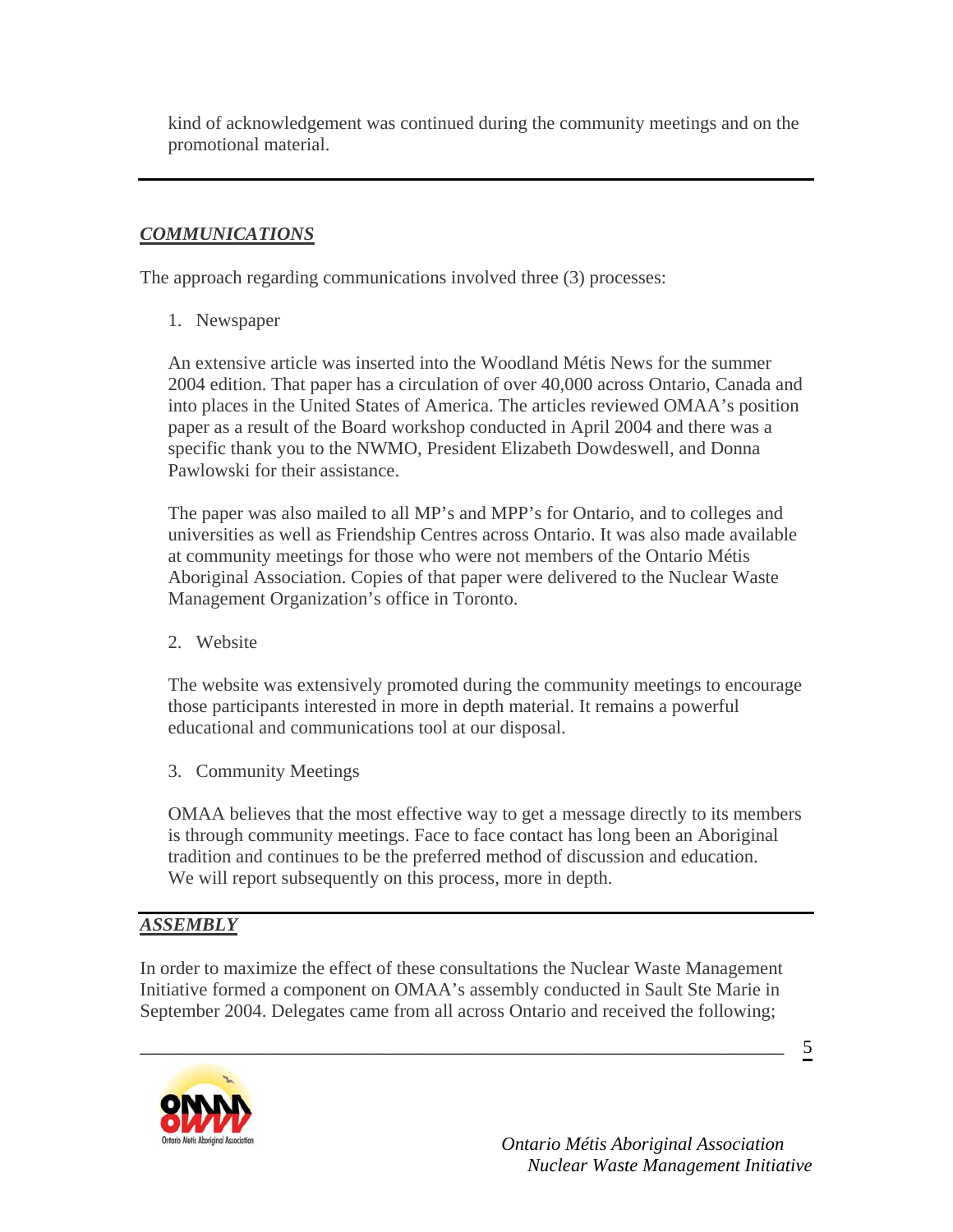kind of acknowledgement was continued during the community meetings and on the promotional material.

---

## ***COMMUNICATIONS***

The approach regarding communications involved three (3) processes:

1. Newspaper

An extensive article was inserted into the Woodland Métis News for the summer 2004 edition. That paper has a circulation of over 40,000 across Ontario, Canada and into places in the United States of America. The articles reviewed OMAA's position paper as a result of the Board workshop conducted in April 2004 and there was a specific thank you to the NWMO, President Elizabeth Dowdeswell, and Donna Pawlowski for their assistance.

The paper was also mailed to all MP's and MPP's for Ontario, and to colleges and universities as well as Friendship Centres across Ontario. It was also made available at community meetings for those who were not members of the Ontario Métis Aboriginal Association. Copies of that paper were delivered to the Nuclear Waste Management Organization's office in Toronto.

2. Website

The website was extensively promoted during the community meetings to encourage those participants interested in more in depth material. It remains a powerful educational and communications tool at our disposal.

3. Community Meetings

OMAA believes that the most effective way to get a message directly to its members is through community meetings. Face to face contact has long been an Aboriginal tradition and continues to be the preferred method of discussion and education. We will report subsequently on this process, more in depth.

---

## ***ASSEMBLY***

In order to maximize the effect of these consultations the Nuclear Waste Management Initiative formed a component on OMAA's assembly conducted in Sault Ste Marie in September 2004. Delegates came from all across Ontario and received the following;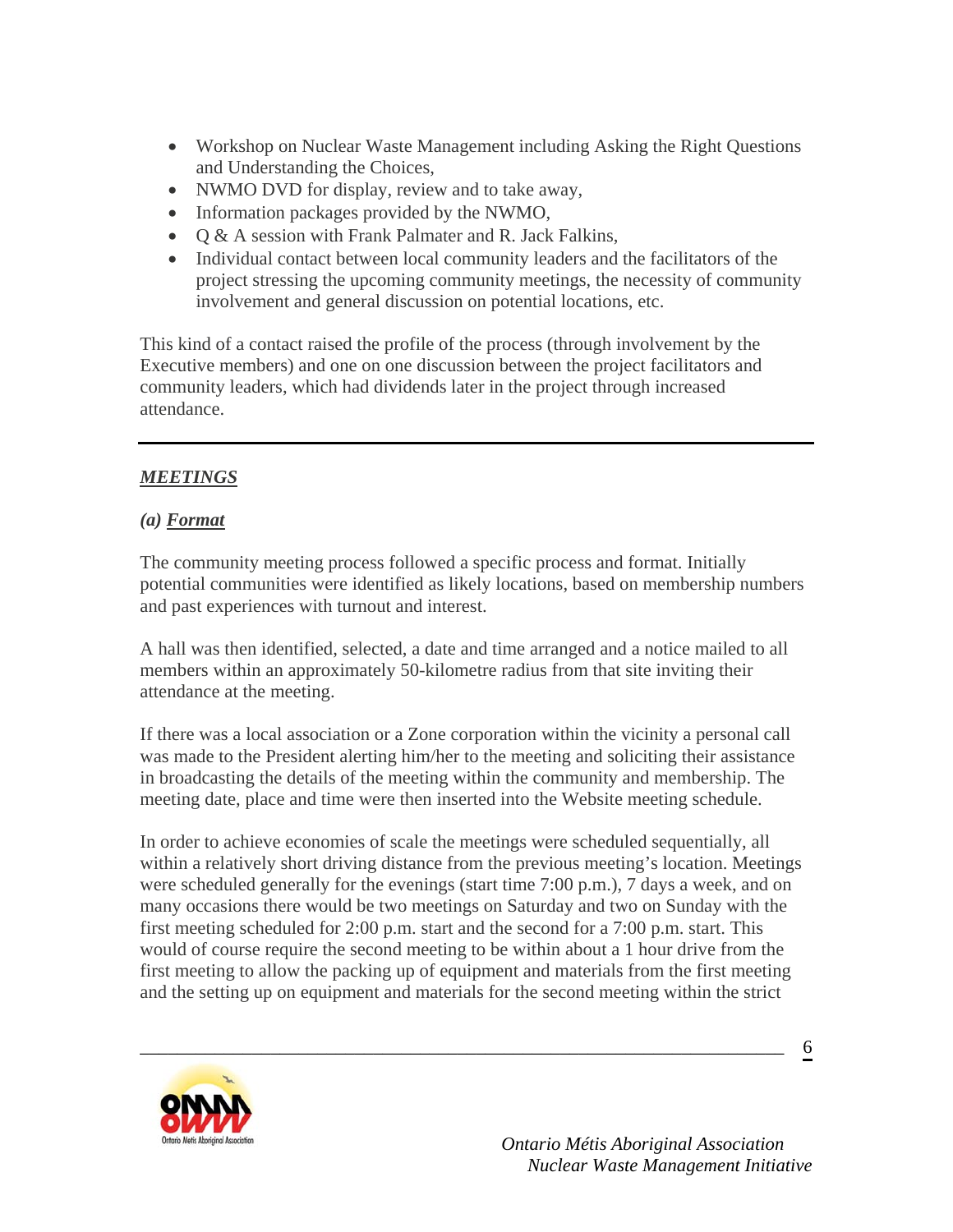- Workshop on Nuclear Waste Management including Asking the Right Questions and Understanding the Choices,
- NWMO DVD for display, review and to take away,
- Information packages provided by the NWMO,
- Q & A session with Frank Palmater and R. Jack Falkins,
- Individual contact between local community leaders and the facilitators of the project stressing the upcoming community meetings, the necessity of community involvement and general discussion on potential locations, etc.

This kind of a contact raised the profile of the process (through involvement by the Executive members) and one on one discussion between the project facilitators and community leaders, which had dividends later in the project through increased attendance.

---

## *MEETINGS*

### *(a) Format*

The community meeting process followed a specific process and format. Initially potential communities were identified as likely locations, based on membership numbers and past experiences with turnout and interest.

A hall was then identified, selected, a date and time arranged and a notice mailed to all members within an approximately 50-kilometre radius from that site inviting their attendance at the meeting.

If there was a local association or a Zone corporation within the vicinity a personal call was made to the President alerting him/her to the meeting and soliciting their assistance in broadcasting the details of the meeting within the community and membership. The meeting date, place and time were then inserted into the Website meeting schedule.

In order to achieve economies of scale the meetings were scheduled sequentially, all within a relatively short driving distance from the previous meeting's location. Meetings were scheduled generally for the evenings (start time 7:00 p.m.), 7 days a week, and on many occasions there would be two meetings on Saturday and two on Sunday with the first meeting scheduled for 2:00 p.m. start and the second for a 7:00 p.m. start. This would of course require the second meeting to be within about a 1 hour drive from the first meeting to allow the packing up of equipment and materials from the first meeting and the setting up on equipment and materials for the second meeting within the strict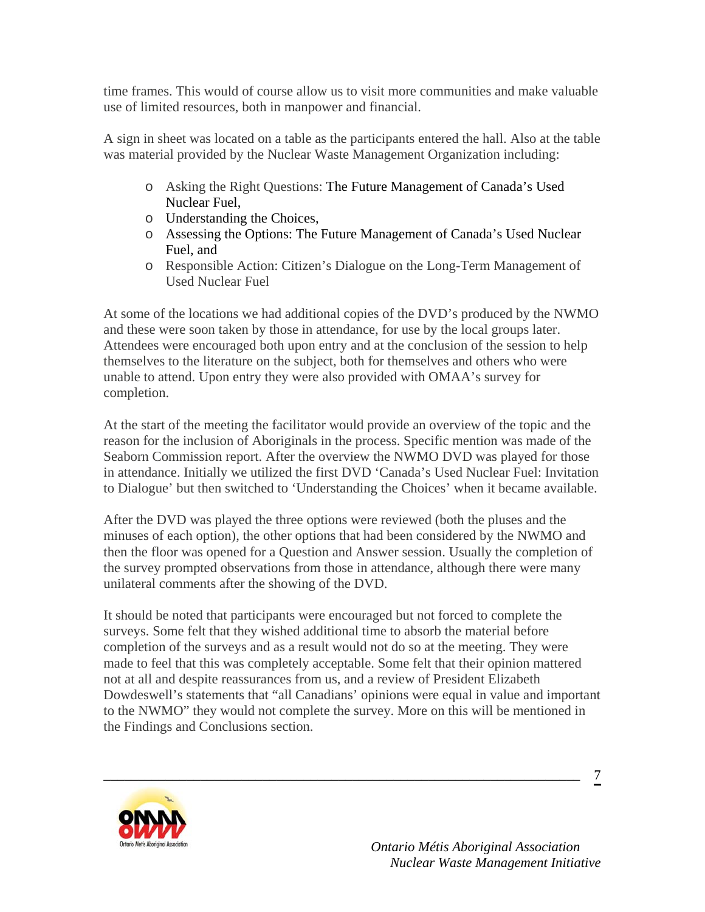time frames. This would of course allow us to visit more communities and make valuable use of limited resources, both in manpower and financial.

A sign in sheet was located on a table as the participants entered the hall. Also at the table was material provided by the Nuclear Waste Management Organization including:

- Asking the Right Questions: The Future Management of Canada's Used Nuclear Fuel,
- Understanding the Choices,
- Assessing the Options: The Future Management of Canada's Used Nuclear Fuel, and
- Responsible Action: Citizen's Dialogue on the Long-Term Management of Used Nuclear Fuel

At some of the locations we had additional copies of the DVD's produced by the NWMO and these were soon taken by those in attendance, for use by the local groups later. Attendees were encouraged both upon entry and at the conclusion of the session to help themselves to the literature on the subject, both for themselves and others who were unable to attend. Upon entry they were also provided with OMAA's survey for completion.

At the start of the meeting the facilitator would provide an overview of the topic and the reason for the inclusion of Aboriginals in the process. Specific mention was made of the Seaborn Commission report. After the overview the NWMO DVD was played for those in attendance. Initially we utilized the first DVD 'Canada's Used Nuclear Fuel: Invitation to Dialogue' but then switched to 'Understanding the Choices' when it became available.

After the DVD was played the three options were reviewed (both the pluses and the minuses of each option), the other options that had been considered by the NWMO and then the floor was opened for a Question and Answer session. Usually the completion of the survey prompted observations from those in attendance, although there were many unilateral comments after the showing of the DVD.

It should be noted that participants were encouraged but not forced to complete the surveys. Some felt that they wished additional time to absorb the material before completion of the surveys and as a result would not do so at the meeting. They were made to feel that this was completely acceptable. Some felt that their opinion mattered not at all and despite reassurances from us, and a review of President Elizabeth Dowdeswell's statements that "all Canadians' opinions were equal in value and important to the NWMO" they would not complete the survey. More on this will be mentioned in the Findings and Conclusions section.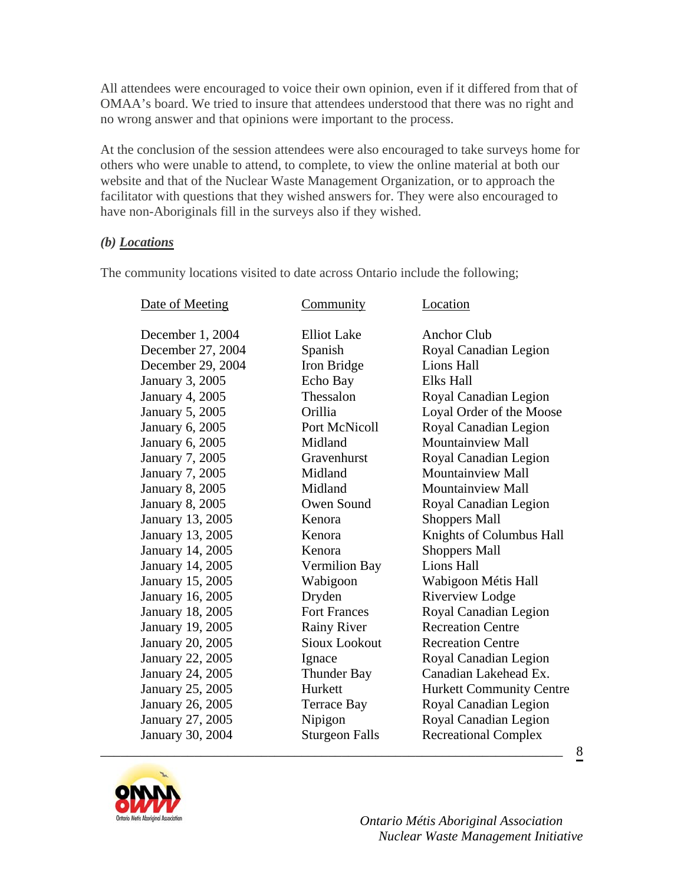All attendees were encouraged to voice their own opinion, even if it differed from that of OMAA's board. We tried to insure that attendees understood that there was no right and no wrong answer and that opinions were important to the process.

At the conclusion of the session attendees were also encouraged to take surveys home for others who were unable to attend, to complete, to view the online material at both our website and that of the Nuclear Waste Management Organization, or to approach the facilitator with questions that they wished answers for. They were also encouraged to have non-Aboriginals fill in the surveys also if they wished.

### *(b) Locations*

The community locations visited to date across Ontario include the following;

| Date of Meeting | Community | Location |
|---|---|---|
| December 1, 2004 | Elliot Lake | Anchor Club |
| December 27, 2004 | Spanish | Royal Canadian Legion |
| December 29, 2004 | Iron Bridge | Lions Hall |
| January 3, 2005 | Echo Bay | Elks Hall |
| January 4, 2005 | Thessalon | Royal Canadian Legion |
| January 5, 2005 | Orillia | Loyal Order of the Moose |
| January 6, 2005 | Port McNicoll | Royal Canadian Legion |
| January 6, 2005 | Midland | Mountainview Mall |
| January 7, 2005 | Gravenhurst | Royal Canadian Legion |
| January 7, 2005 | Midland | Mountainview Mall |
| January 8, 2005 | Midland | Mountainview Mall |
| January 8, 2005 | Owen Sound | Royal Canadian Legion |
| January 13, 2005 | Kenora | Shoppers Mall |
| January 13, 2005 | Kenora | Knights of Columbus Hall |
| January 14, 2005 | Kenora | Shoppers Mall |
| January 14, 2005 | Vermilion Bay | Lions Hall |
| January 15, 2005 | Wabigoon | Wabigoon Métis Hall |
| January 16, 2005 | Dryden | Riverview Lodge |
| January 18, 2005 | Fort Frances | Royal Canadian Legion |
| January 19, 2005 | Rainy River | Recreation Centre |
| January 20, 2005 | Sioux Lookout | Recreation Centre |
| January 22, 2005 | Ignace | Royal Canadian Legion |
| January 24, 2005 | Thunder Bay | Canadian Lakehead Ex. |
| January 25, 2005 | Hurkett | Hurkett Community Centre |
| January 26, 2005 | Terrace Bay | Royal Canadian Legion |
| January 27, 2005 | Nipigon | Royal Canadian Legion |
| January 30, 2004 | Sturgeon Falls | Recreational Complex |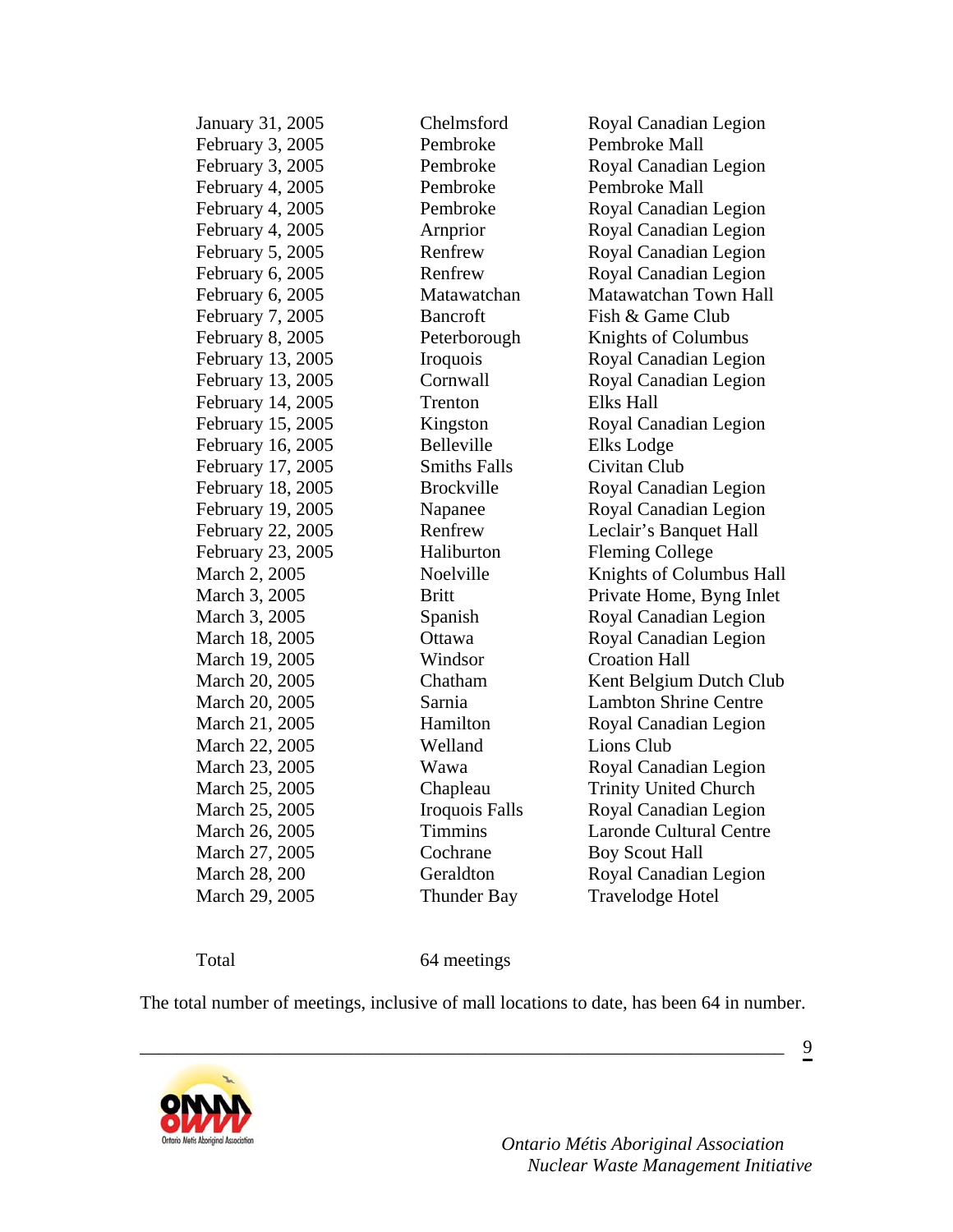| | | |
|---|---|---|
| January 31, 2005 | Chelmsford | Royal Canadian Legion |
| February 3, 2005 | Pembroke | Pembroke Mall |
| February 3, 2005 | Pembroke | Royal Canadian Legion |
| February 4, 2005 | Pembroke | Pembroke Mall |
| February 4, 2005 | Pembroke | Royal Canadian Legion |
| February 4, 2005 | Arnprior | Royal Canadian Legion |
| February 5, 2005 | Renfrew | Royal Canadian Legion |
| February 6, 2005 | Renfrew | Royal Canadian Legion |
| February 6, 2005 | Matawatchan | Matawatchan Town Hall |
| February 7, 2005 | Bancroft | Fish & Game Club |
| February 8, 2005 | Peterborough | Knights of Columbus |
| February 13, 2005 | Iroquois | Royal Canadian Legion |
| February 13, 2005 | Cornwall | Royal Canadian Legion |
| February 14, 2005 | Trenton | Elks Hall |
| February 15, 2005 | Kingston | Royal Canadian Legion |
| February 16, 2005 | Belleville | Elks Lodge |
| February 17, 2005 | Smiths Falls | Civitan Club |
| February 18, 2005 | Brockville | Royal Canadian Legion |
| February 19, 2005 | Napanee | Royal Canadian Legion |
| February 22, 2005 | Renfrew | Leclair's Banquet Hall |
| February 23, 2005 | Haliburton | Fleming College |
| March 2, 2005 | Noelville | Knights of Columbus Hall |
| March 3, 2005 | Britt | Private Home, Byng Inlet |
| March 3, 2005 | Spanish | Royal Canadian Legion |
| March 18, 2005 | Ottawa | Royal Canadian Legion |
| March 19, 2005 | Windsor | Croation Hall |
| March 20, 2005 | Chatham | Kent Belgium Dutch Club |
| March 20, 2005 | Sarnia | Lambton Shrine Centre |
| March 21, 2005 | Hamilton | Royal Canadian Legion |
| March 22, 2005 | Welland | Lions Club |
| March 23, 2005 | Wawa | Royal Canadian Legion |
| March 25, 2005 | Chapleau | Trinity United Church |
| March 25, 2005 | Iroquois Falls | Royal Canadian Legion |
| March 26, 2005 | Timmins | Laronde Cultural Centre |
| March 27, 2005 | Cochrane | Boy Scout Hall |
| March 28, 200 | Geraldton | Royal Canadian Legion |
| March 29, 2005 | Thunder Bay | Travelodge Hotel |
| | | |
| Total | 64 meetings | |

The total number of meetings, inclusive of mall locations to date, has been 64 in number.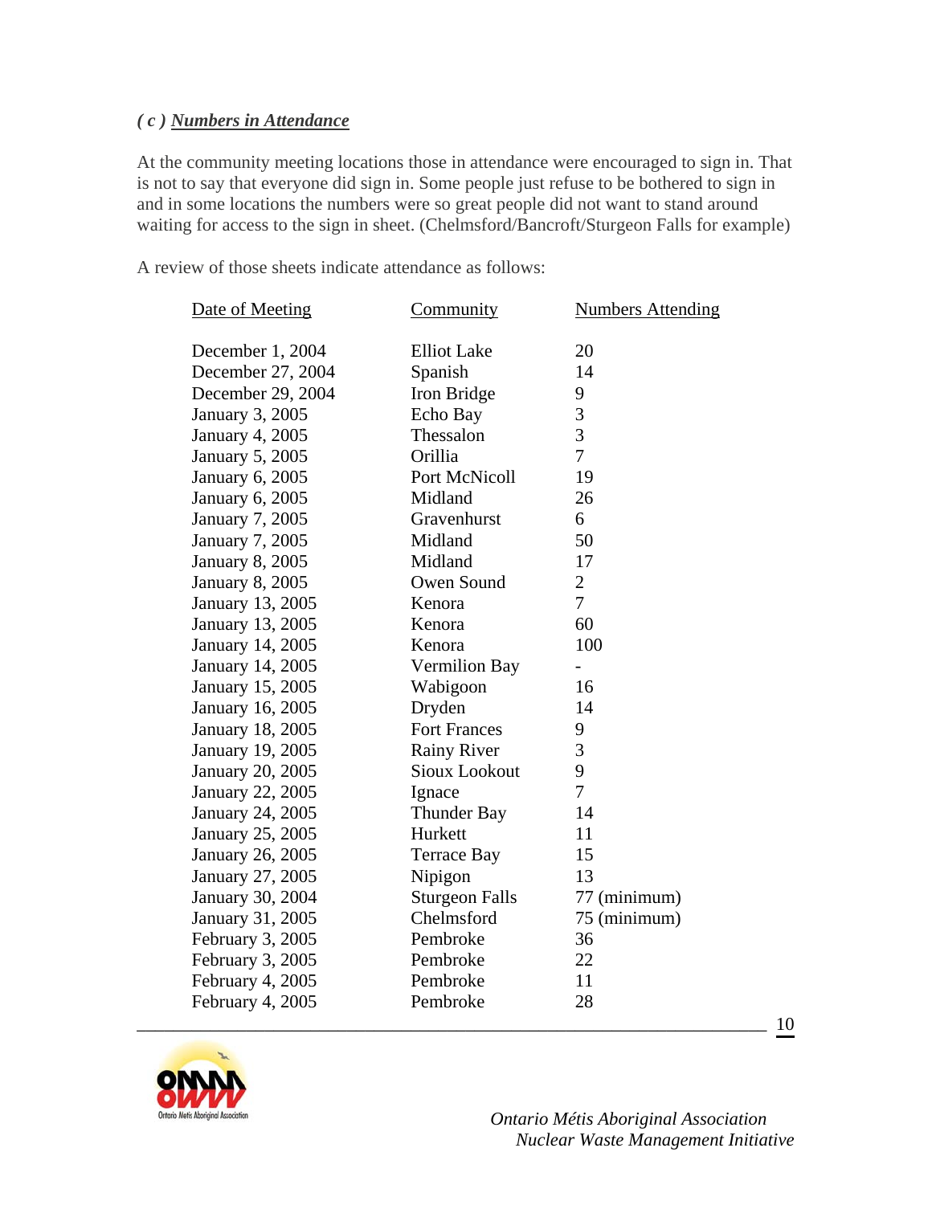### ( c ) Numbers in Attendance

At the community meeting locations those in attendance were encouraged to sign in. That is not to say that everyone did sign in. Some people just refuse to be bothered to sign in and in some locations the numbers were so great people did not want to stand around waiting for access to the sign in sheet. (Chelmsford/Bancroft/Sturgeon Falls for example)

A review of those sheets indicate attendance as follows:

| Date of Meeting | Community | Numbers Attending |
|---|---|---|
| December 1, 2004 | Elliot Lake | 20 |
| December 27, 2004 | Spanish | 14 |
| December 29, 2004 | Iron Bridge | 9 |
| January 3, 2005 | Echo Bay | 3 |
| January 4, 2005 | Thessalon | 3 |
| January 5, 2005 | Orillia | 7 |
| January 6, 2005 | Port McNicoll | 19 |
| January 6, 2005 | Midland | 26 |
| January 7, 2005 | Gravenhurst | 6 |
| January 7, 2005 | Midland | 50 |
| January 8, 2005 | Midland | 17 |
| January 8, 2005 | Owen Sound | 2 |
| January 13, 2005 | Kenora | 7 |
| January 13, 2005 | Kenora | 60 |
| January 14, 2005 | Kenora | 100 |
| January 14, 2005 | Vermilion Bay | - |
| January 15, 2005 | Wabigoon | 16 |
| January 16, 2005 | Dryden | 14 |
| January 18, 2005 | Fort Frances | 9 |
| January 19, 2005 | Rainy River | 3 |
| January 20, 2005 | Sioux Lookout | 9 |
| January 22, 2005 | Ignace | 7 |
| January 24, 2005 | Thunder Bay | 14 |
| January 25, 2005 | Hurkett | 11 |
| January 26, 2005 | Terrace Bay | 15 |
| January 27, 2005 | Nipigon | 13 |
| January 30, 2004 | Sturgeon Falls | 77 (minimum) |
| January 31, 2005 | Chelmsford | 75 (minimum) |
| February 3, 2005 | Pembroke | 36 |
| February 3, 2005 | Pembroke | 22 |
| February 4, 2005 | Pembroke | 11 |
| February 4, 2005 | Pembroke | 28 |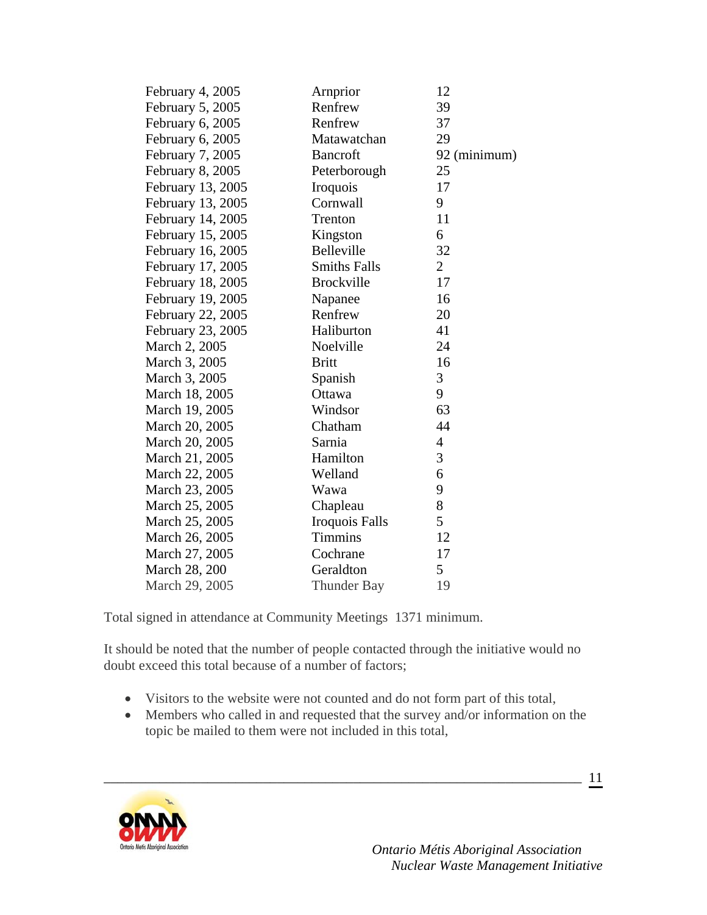| | | |
|---|---|---|
| February 4, 2005 | Arnprior | 12 |
| February 5, 2005 | Renfrew | 39 |
| February 6, 2005 | Renfrew | 37 |
| February 6, 2005 | Matawatchan | 29 |
| February 7, 2005 | Bancroft | 92 (minimum) |
| February 8, 2005 | Peterborough | 25 |
| February 13, 2005 | Iroquois | 17 |
| February 13, 2005 | Cornwall | 9 |
| February 14, 2005 | Trenton | 11 |
| February 15, 2005 | Kingston | 6 |
| February 16, 2005 | Belleville | 32 |
| February 17, 2005 | Smiths Falls | 2 |
| February 18, 2005 | Brockville | 17 |
| February 19, 2005 | Napanee | 16 |
| February 22, 2005 | Renfrew | 20 |
| February 23, 2005 | Haliburton | 41 |
| March 2, 2005 | Noelville | 24 |
| March 3, 2005 | Britt | 16 |
| March 3, 2005 | Spanish | 3 |
| March 18, 2005 | Ottawa | 9 |
| March 19, 2005 | Windsor | 63 |
| March 20, 2005 | Chatham | 44 |
| March 20, 2005 | Sarnia | 4 |
| March 21, 2005 | Hamilton | 3 |
| March 22, 2005 | Welland | 6 |
| March 23, 2005 | Wawa | 9 |
| March 25, 2005 | Chapleau | 8 |
| March 25, 2005 | Iroquois Falls | 5 |
| March 26, 2005 | Timmins | 12 |
| March 27, 2005 | Cochrane | 17 |
| March 28, 200 | Geraldton | 5 |
| March 29, 2005 | Thunder Bay | 19 |

Total signed in attendance at Community Meetings 1371 minimum.

It should be noted that the number of people contacted through the initiative would no doubt exceed this total because of a number of factors;

- Visitors to the website were not counted and do not form part of this total,
- Members who called in and requested that the survey and/or information on the topic be mailed to them were not included in this total,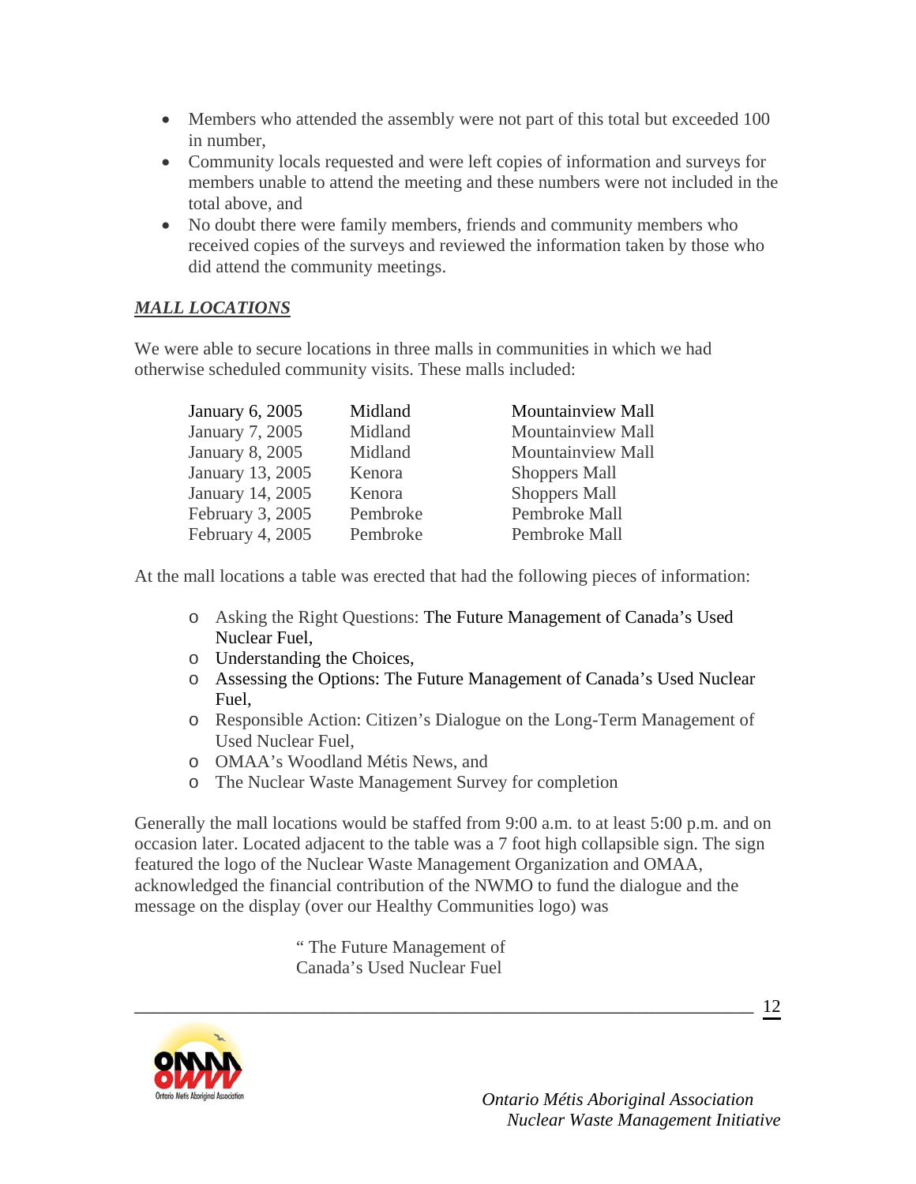- Members who attended the assembly were not part of this total but exceeded 100 in number,
- Community locals requested and were left copies of information and surveys for members unable to attend the meeting and these numbers were not included in the total above, and
- No doubt there were family members, friends and community members who received copies of the surveys and reviewed the information taken by those who did attend the community meetings.

## ***MALL LOCATIONS***

We were able to secure locations in three malls in communities in which we had otherwise scheduled community visits. These malls included:

| | | |
|---|---|---|
| January 6, 2005 | Midland | Mountainview Mall |
| January 7, 2005 | Midland | Mountainview Mall |
| January 8, 2005 | Midland | Mountainview Mall |
| January 13, 2005 | Kenora | Shoppers Mall |
| January 14, 2005 | Kenora | Shoppers Mall |
| February 3, 2005 | Pembroke | Pembroke Mall |
| February 4, 2005 | Pembroke | Pembroke Mall |

At the mall locations a table was erected that had the following pieces of information:

- Asking the Right Questions: The Future Management of Canada's Used Nuclear Fuel,
- Understanding the Choices,
- Assessing the Options: The Future Management of Canada's Used Nuclear Fuel,
- Responsible Action: Citizen's Dialogue on the Long-Term Management of Used Nuclear Fuel,
- OMAA's Woodland Métis News, and
- The Nuclear Waste Management Survey for completion

Generally the mall locations would be staffed from 9:00 a.m. to at least 5:00 p.m. and on occasion later. Located adjacent to the table was a 7 foot high collapsible sign. The sign featured the logo of the Nuclear Waste Management Organization and OMAA, acknowledged the financial contribution of the NWMO to fund the dialogue and the message on the display (over our Healthy Communities logo) was

" The Future Management of
Canada's Used Nuclear Fuel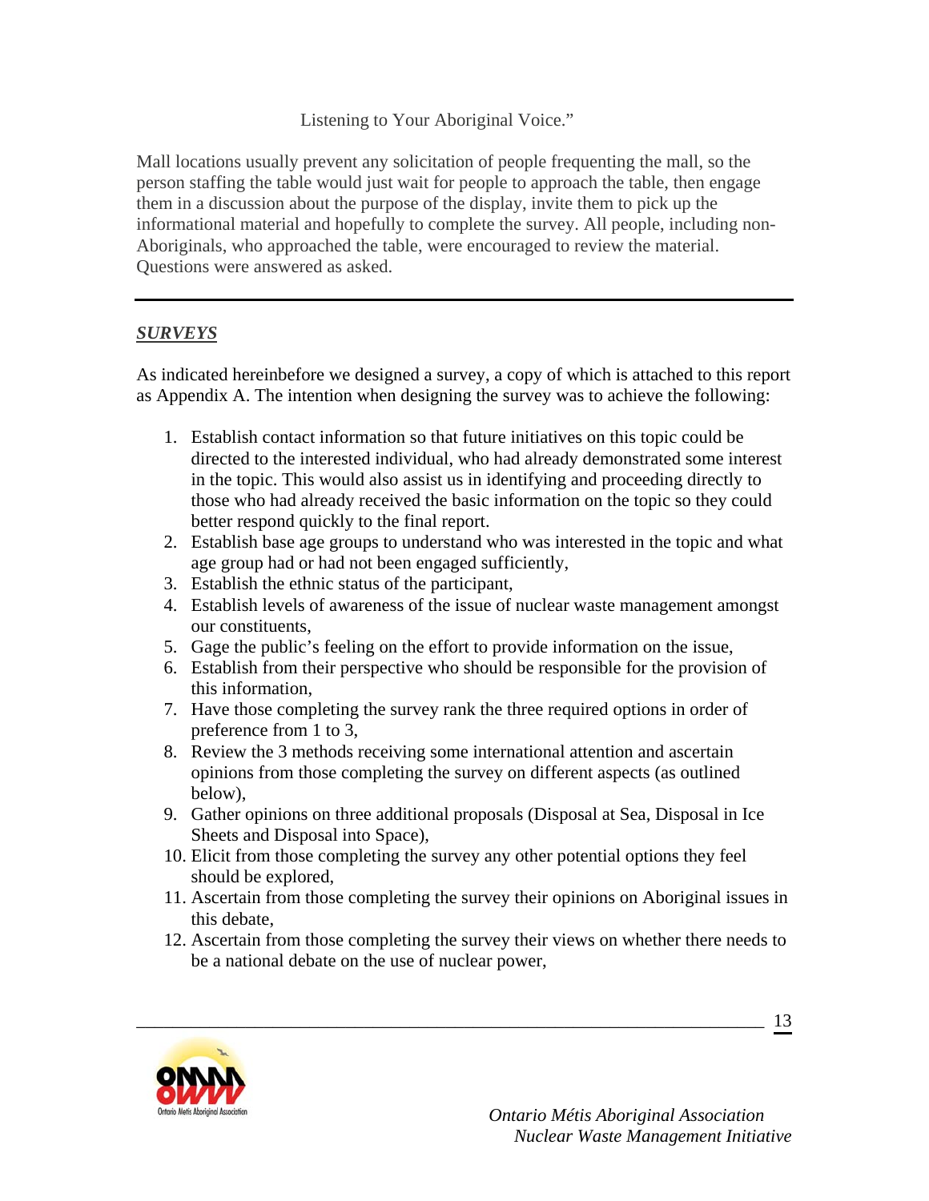Listening to Your Aboriginal Voice."

Mall locations usually prevent any solicitation of people frequenting the mall, so the person staffing the table would just wait for people to approach the table, then engage them in a discussion about the purpose of the display, invite them to pick up the informational material and hopefully to complete the survey. All people, including non-Aboriginals, who approached the table, were encouraged to review the material. Questions were answered as asked.

---

## ***SURVEYS***

As indicated hereinbefore we designed a survey, a copy of which is attached to this report as Appendix A. The intention when designing the survey was to achieve the following:

1. Establish contact information so that future initiatives on this topic could be directed to the interested individual, who had already demonstrated some interest in the topic. This would also assist us in identifying and proceeding directly to those who had already received the basic information on the topic so they could better respond quickly to the final report.
2. Establish base age groups to understand who was interested in the topic and what age group had or had not been engaged sufficiently,
3. Establish the ethnic status of the participant,
4. Establish levels of awareness of the issue of nuclear waste management amongst our constituents,
5. Gage the public's feeling on the effort to provide information on the issue,
6. Establish from their perspective who should be responsible for the provision of this information,
7. Have those completing the survey rank the three required options in order of preference from 1 to 3,
8. Review the 3 methods receiving some international attention and ascertain opinions from those completing the survey on different aspects (as outlined below),
9. Gather opinions on three additional proposals (Disposal at Sea, Disposal in Ice Sheets and Disposal into Space),
10. Elicit from those completing the survey any other potential options they feel should be explored,
11. Ascertain from those completing the survey their opinions on Aboriginal issues in this debate,
12. Ascertain from those completing the survey their views on whether there needs to be a national debate on the use of nuclear power,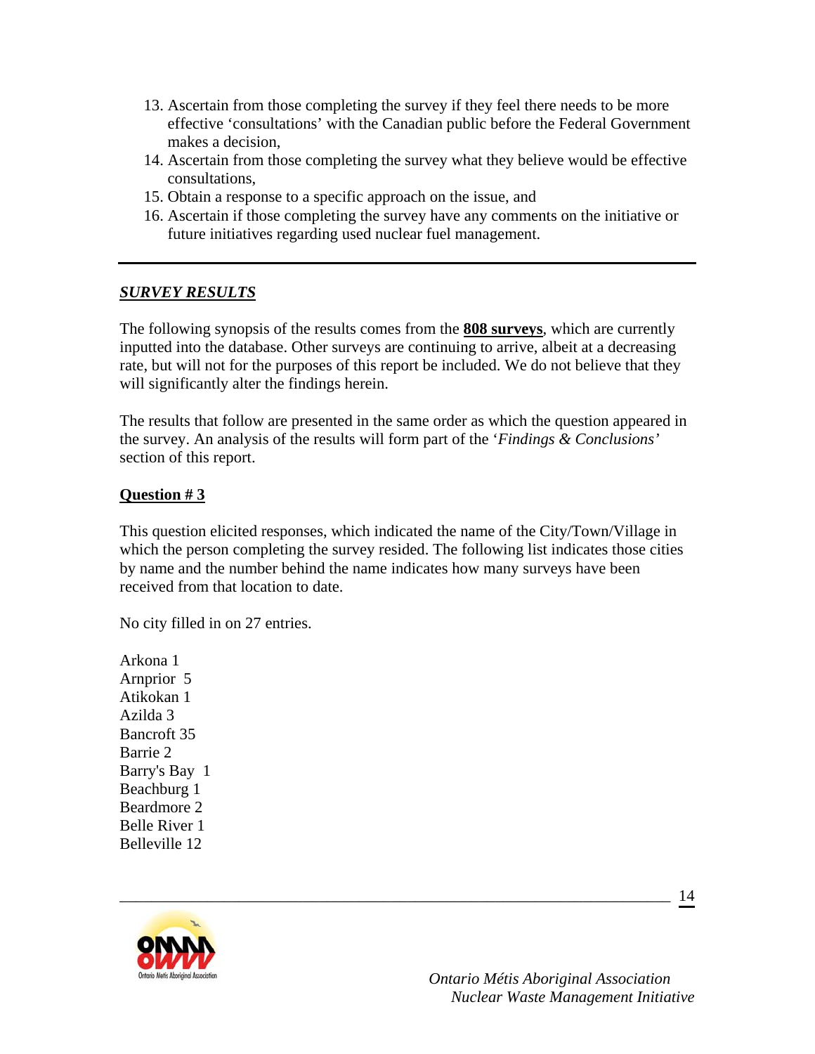13. Ascertain from those completing the survey if they feel there needs to be more effective 'consultations' with the Canadian public before the Federal Government makes a decision,
14. Ascertain from those completing the survey what they believe would be effective consultations,
15. Obtain a response to a specific approach on the issue, and
16. Ascertain if those completing the survey have any comments on the initiative or future initiatives regarding used nuclear fuel management.

---

## ***SURVEY RESULTS***

The following synopsis of the results comes from the **808 surveys**, which are currently inputted into the database. Other surveys are continuing to arrive, albeit at a decreasing rate, but will not for the purposes of this report be included. We do not believe that they will significantly alter the findings herein.

The results that follow are presented in the same order as which the question appeared in the survey. An analysis of the results will form part of the '*Findings & Conclusions'* section of this report.

### **Question # 3**

This question elicited responses, which indicated the name of the City/Town/Village in which the person completing the survey resided. The following list indicates those cities by name and the number behind the name indicates how many surveys have been received from that location to date.

No city filled in on 27 entries.

Arkona 1
Arnprior 5
Atikokan 1
Azilda 3
Bancroft 35
Barrie 2
Barry's Bay 1
Beachburg 1
Beardmore 2
Belle River 1
Belleville 12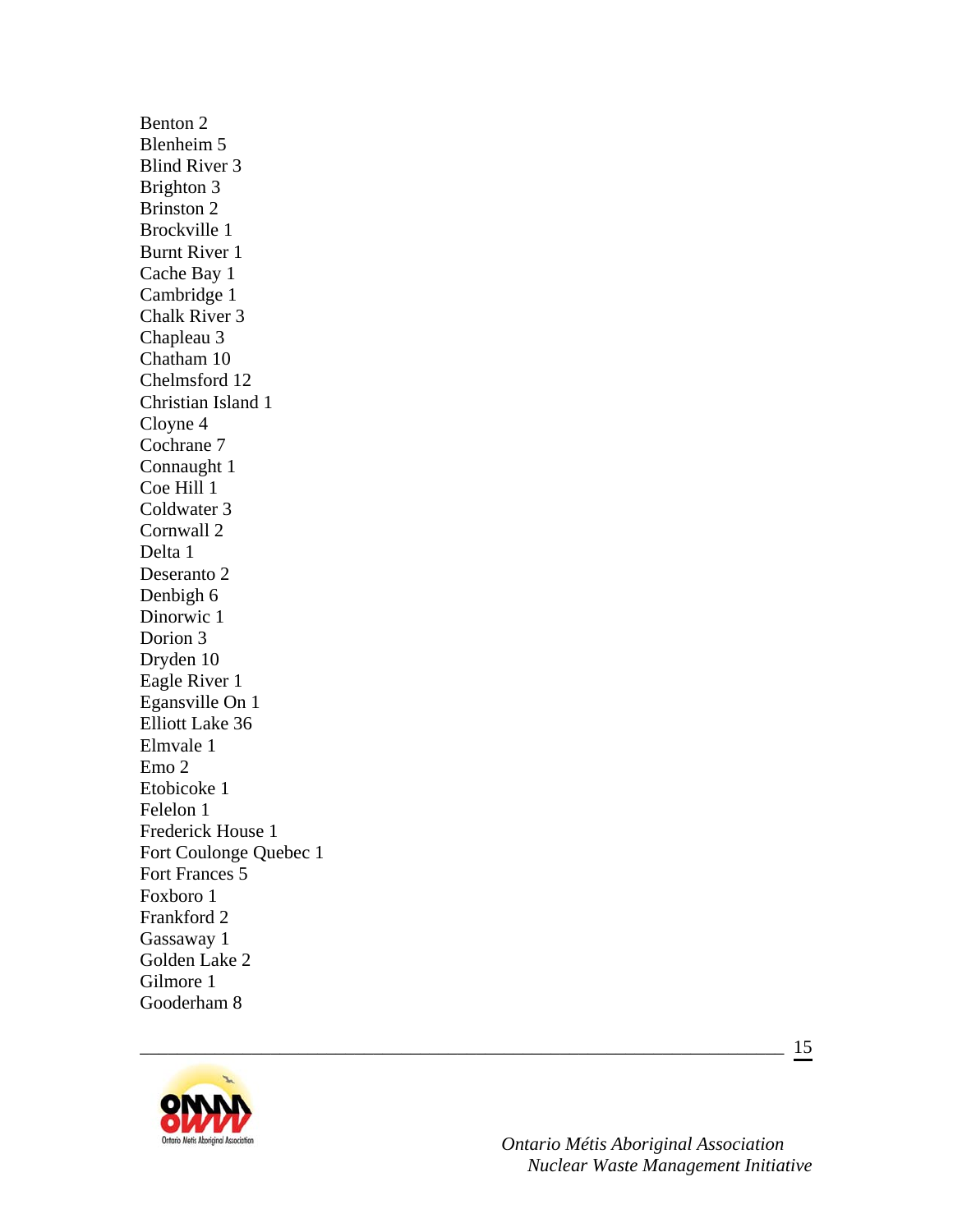Benton 2
Blenheim 5
Blind River 3
Brighton 3
Brinston 2
Brockville 1
Burnt River 1
Cache Bay 1
Cambridge 1
Chalk River 3
Chapleau 3
Chatham 10
Chelmsford 12
Christian Island 1
Cloyne 4
Cochrane 7
Connaught 1
Coe Hill 1
Coldwater 3
Cornwall 2
Delta 1
Deseranto 2
Denbigh 6
Dinorwic 1
Dorion 3
Dryden 10
Eagle River 1
Egansville On 1
Elliott Lake 36
Elmvale 1
Emo 2
Etobicoke 1
Felelon 1
Frederick House 1
Fort Coulonge Quebec 1
Fort Frances 5
Foxboro 1
Frankford 2
Gassaway 1
Golden Lake 2
Gilmore 1
Gooderham 8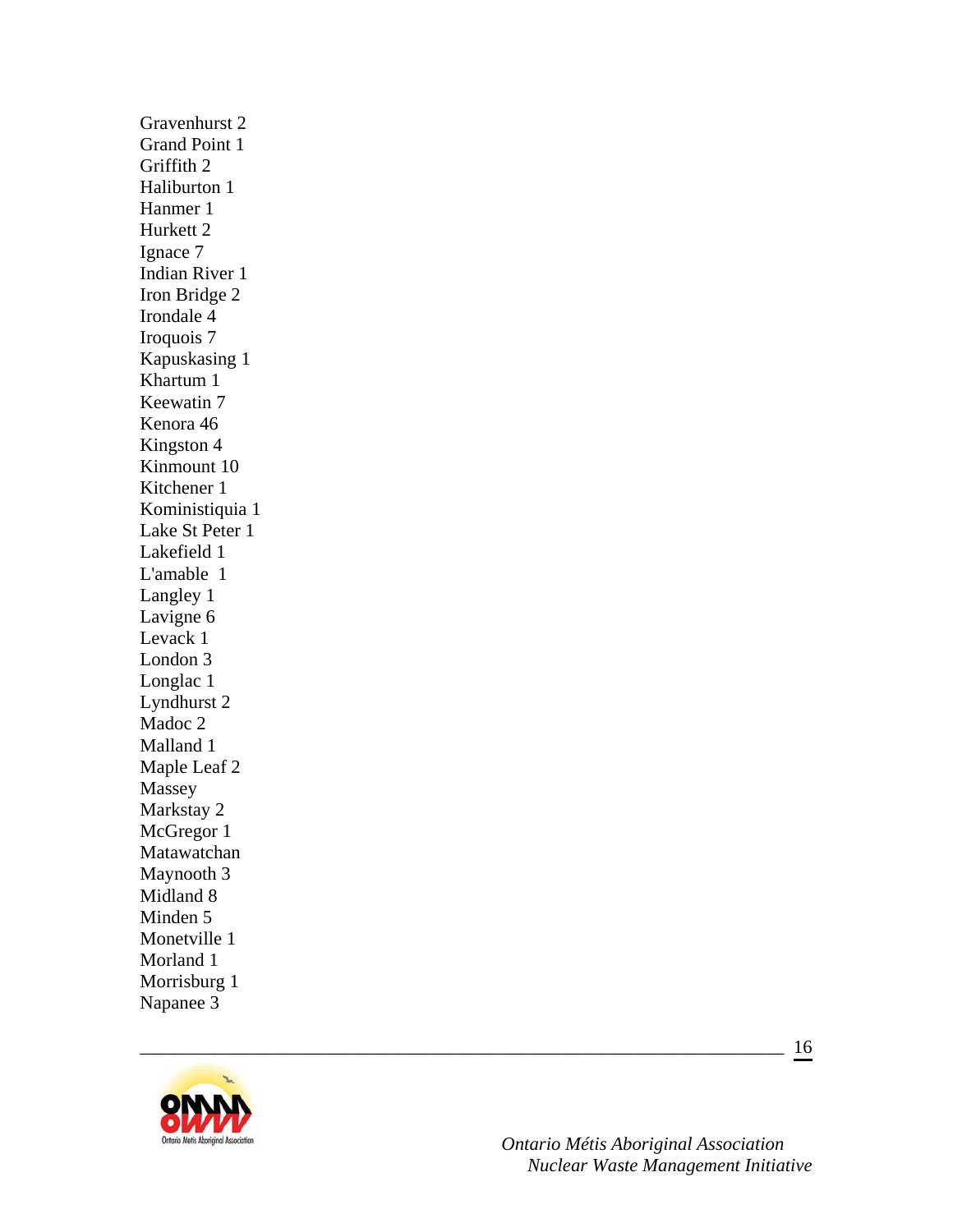Gravenhurst 2
Grand Point 1
Griffith 2
Haliburton 1
Hanmer 1
Hurkett 2
Ignace 7
Indian River 1
Iron Bridge 2
Irondale 4
Iroquois 7
Kapuskasing 1
Khartum 1
Keewatin 7
Kenora 46
Kingston 4
Kinmount 10
Kitchener 1
Kominiistiquia 1
Lake St Peter 1
Lakefield 1
L'amable 1
Langley 1
Lavigne 6
Levack 1
London 3
Longlac 1
Lyndhurst 2
Madoc 2
Malland 1
Maple Leaf 2
Massey
Markstay 2
McGregor 1
Matawatchan
Maynooth 3
Midland 8
Minden 5
Monetville 1
Morland 1
Morrisburg 1
Napanee 3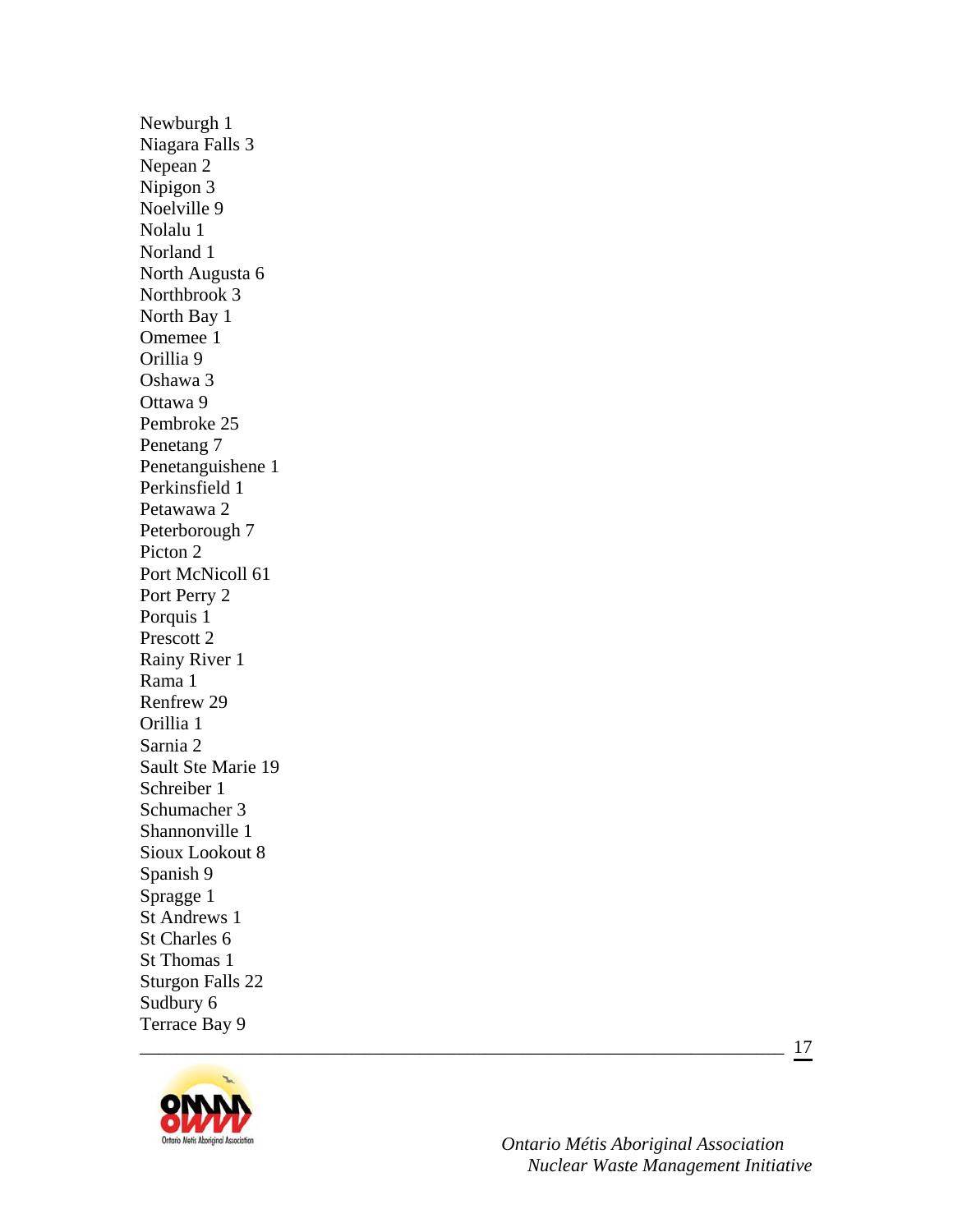Newburgh 1  
Niagara Falls 3  
Nepean 2  
Nipigon 3  
Noelville 9  
Nolalu 1  
Norland 1  
North Augusta 6  
Northbrook 3  
North Bay 1  
Omemee 1  
Orillia 9  
Oshawa 3  
Ottawa 9  
Pembroke 25  
Penetang 7  
Penetanguishene 1  
Perkinsfield 1  
Petawawa 2  
Peterborough 7  
Picton 2  
Port McNicoll 61  
Port Perry 2  
Porquis 1  
Prescott 2  
Rainy River 1  
Rama 1  
Renfrew 29  
Orillia 1  
Sarnia 2  
Sault Ste Marie 19  
Schreiber 1  
Schumacher 3  
Shannonville 1  
Sioux Lookout 8  
Spanish 9  
Spragge 1  
St Andrews 1  
St Charles 6  
St Thomas 1  
Sturgon Falls 22  
Sudbury 6  
Terrace Bay 9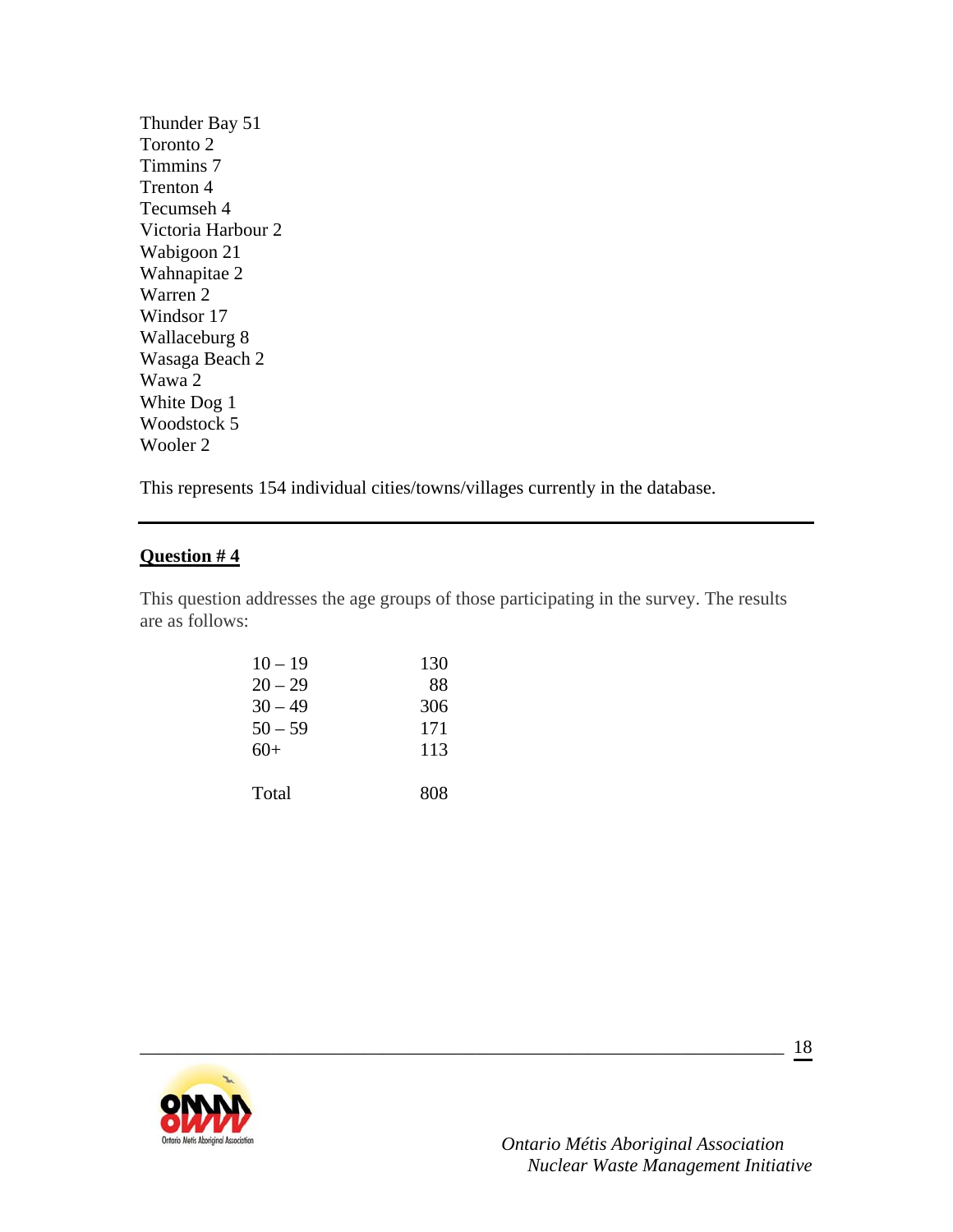Thunder Bay 51
Toronto 2
Timmins 7
Trenton 4
Tecumseh 4
Victoria Harbour 2
Wabigoon 21
Wahnapitae 2
Warren 2
Windsor 17
Wallaceburg 8
Wasaga Beach 2
Wawa 2
White Dog 1
Woodstock 5
Wooler 2

This represents 154 individual cities/towns/villages currently in the database.

---

**Question # 4**

This question addresses the age groups of those participating in the survey. The results are as follows:

| Age Group | Count |
|---|---|
| 10 – 19 | 130 |
| 20 – 29 | 88 |
| 30 – 49 | 306 |
| 50 – 59 | 171 |
| 60+ | 113 |
| Total | 808 |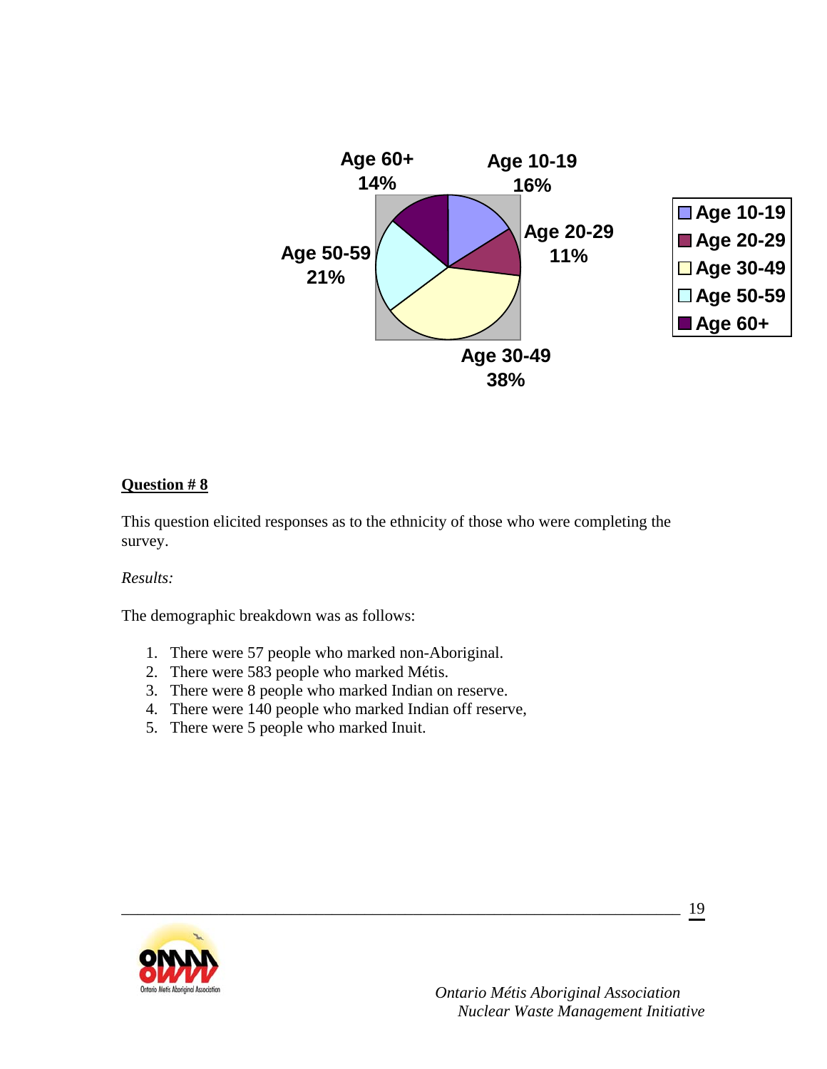Age 60+ 14%

Age 10-19 16%

Age 20-29 11%

Age 30-49 38%

Age 50-59 21%

- Age 10-19
- Age 20-29
- Age 30-49
- Age 50-59
- Age 60+

**Question # 8**

This question elicited responses as to the ethnicity of those who were completing the survey.

*Results:*

The demographic breakdown was as follows:

1. There were 57 people who marked non-Aboriginal.
2. There were 583 people who marked Métis.
3. There were 8 people who marked Indian on reserve.
4. There were 140 people who marked Indian off reserve,
5. There were 5 people who marked Inuit.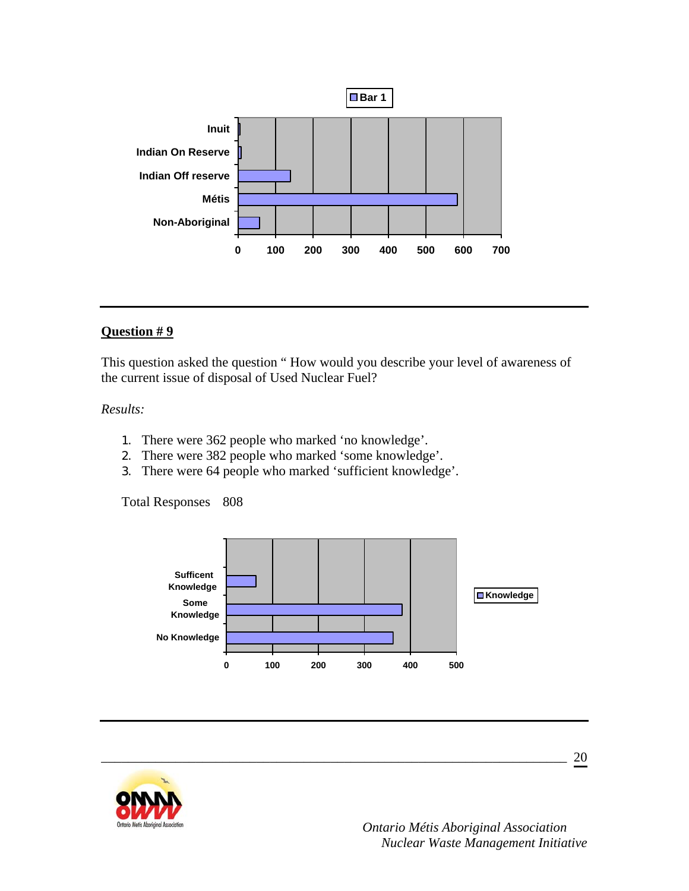## Question # 9

This question asked the question " How would you describe your level of awareness of the current issue of disposal of Used Nuclear Fuel?

*Results:*

1. There were 362 people who marked 'no knowledge'.
2. There were 382 people who marked 'some knowledge'.
3. There were 64 people who marked 'sufficient knowledge'.

Total Responses 808

*Ontario Métis Aboriginal Association*
*Nuclear Waste Management Initiative*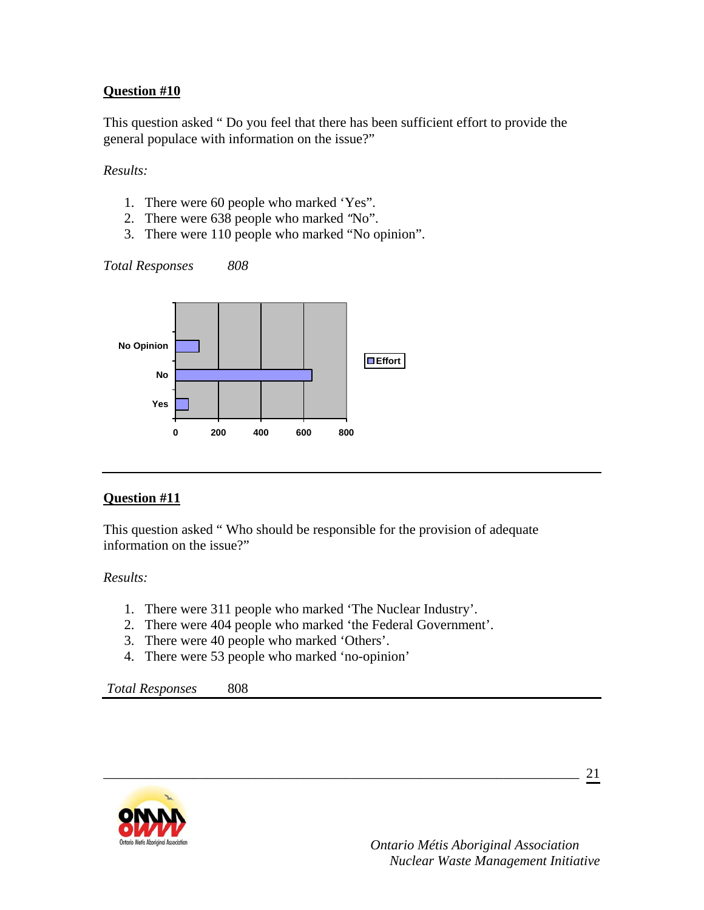**Question #10**

This question asked " Do you feel that there has been sufficient effort to provide the general populace with information on the issue?"

*Results:*

1. There were 60 people who marked 'Yes".
2. There were 638 people who marked "No".
3. There were 110 people who marked "No opinion".

*Total Responses* *808*

**Question #11**

This question asked " Who should be responsible for the provision of adequate information on the issue?"

*Results:*

1. There were 311 people who marked 'The Nuclear Industry'.
2. There were 404 people who marked 'the Federal Government'.
3. There were 40 people who marked 'Others'.
4. There were 53 people who marked 'no-opinion'

*Total Responses* 808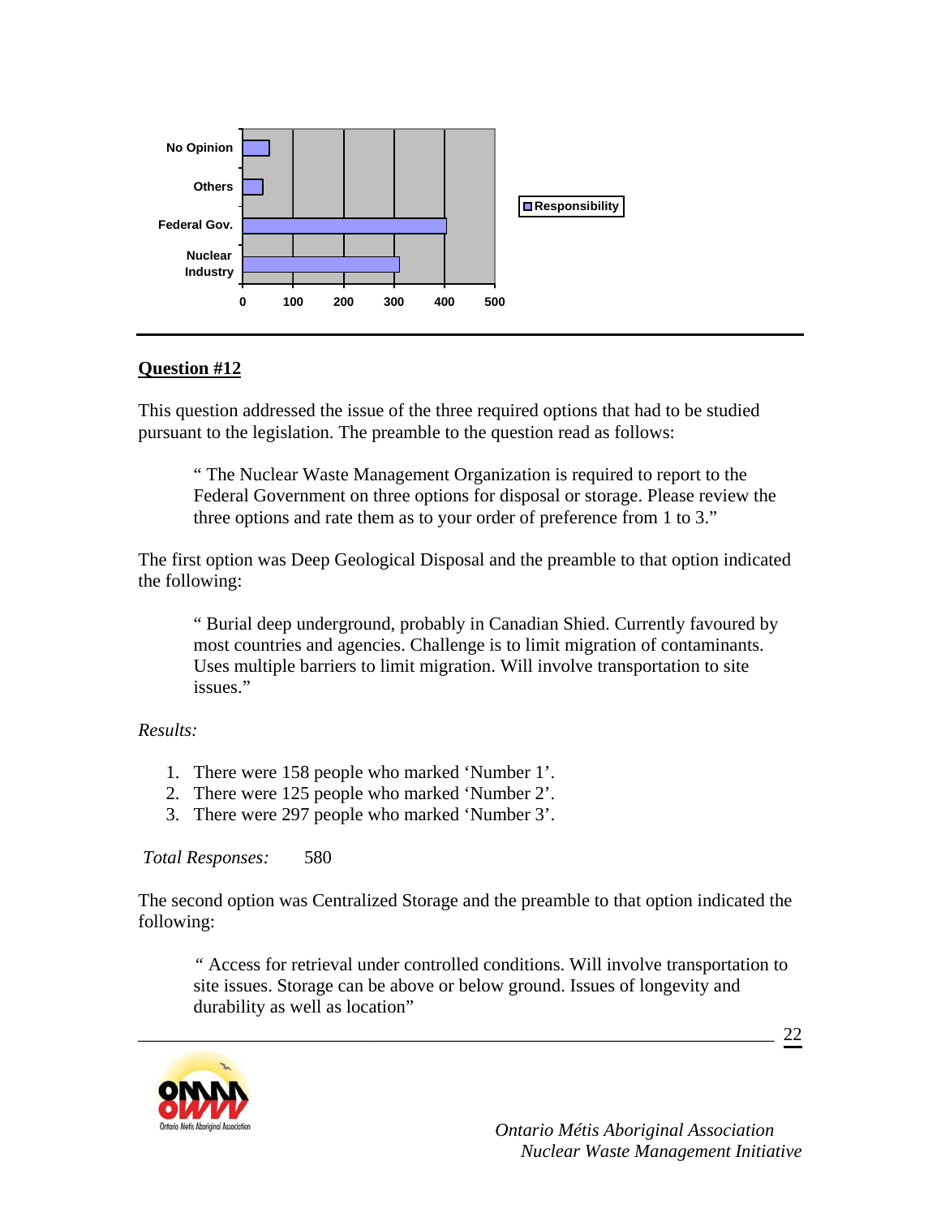| | Responsibility |
|---|---|
| No Opinion | |
| Others | |
| Federal Gov. | |
| Nuclear Industry | |

## Question #12

This question addressed the issue of the three required options that had to be studied pursuant to the legislation. The preamble to the question read as follows:

> " The Nuclear Waste Management Organization is required to report to the Federal Government on three options for disposal or storage. Please review the three options and rate them as to your order of preference from 1 to 3."

The first option was Deep Geological Disposal and the preamble to that option indicated the following:

> " Burial deep underground, probably in Canadian Shied. Currently favoured by most countries and agencies. Challenge is to limit migration of contaminants. Uses multiple barriers to limit migration. Will involve transportation to site issues."

*Results:*

1. There were 158 people who marked 'Number 1'.
2. There were 125 people who marked 'Number 2'.
3. There were 297 people who marked 'Number 3'.

*Total Responses:* 580

The second option was Centralized Storage and the preamble to that option indicated the following:

> " Access for retrieval under controlled conditions. Will involve transportation to site issues. Storage can be above or below ground. Issues of longevity and durability as well as location"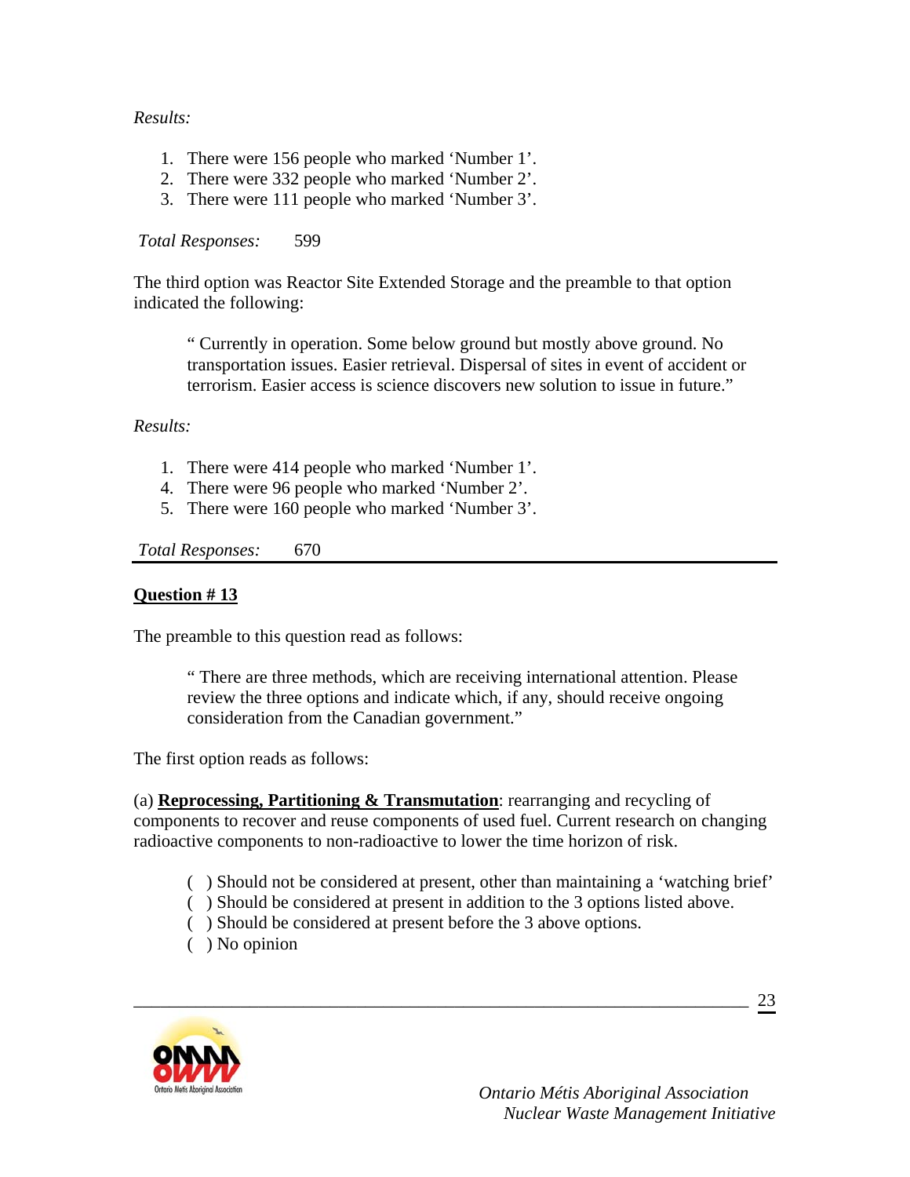*Results:*

1. There were 156 people who marked 'Number 1'.
2. There were 332 people who marked 'Number 2'.
3. There were 111 people who marked 'Number 3'.

*Total Responses:* 599

The third option was Reactor Site Extended Storage and the preamble to that option indicated the following:

> " Currently in operation. Some below ground but mostly above ground. No transportation issues. Easier retrieval. Dispersal of sites in event of accident or terrorism. Easier access is science discovers new solution to issue in future."

*Results:*

1. There were 414 people who marked 'Number 1'.
4. There were 96 people who marked 'Number 2'.
5. There were 160 people who marked 'Number 3'.

*Total Responses:* 670

---

**Question # 13**

The preamble to this question read as follows:

> " There are three methods, which are receiving international attention. Please review the three options and indicate which, if any, should receive ongoing consideration from the Canadian government."

The first option reads as follows:

(a) **Reprocessing, Partitioning & Transmutation**: rearranging and recycling of components to recover and reuse components of used fuel. Current research on changing radioactive components to non-radioactive to lower the time horizon of risk.

- ( ) Should not be considered at present, other than maintaining a 'watching brief'
- ( ) Should be considered at present in addition to the 3 options listed above.
- ( ) Should be considered at present before the 3 above options.
- ( ) No opinion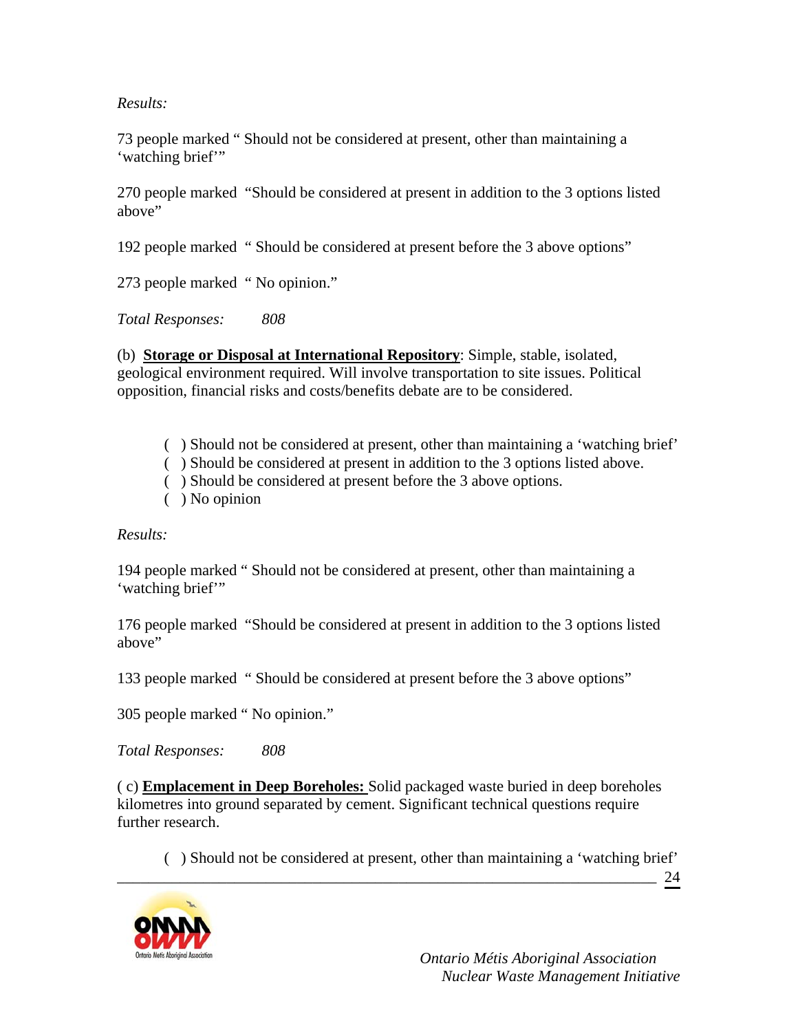*Results:*

73 people marked " Should not be considered at present, other than maintaining a 'watching brief'"

270 people marked "Should be considered at present in addition to the 3 options listed above"

192 people marked " Should be considered at present before the 3 above options"

273 people marked " No opinion."

*Total Responses: 808*

(b) **Storage or Disposal at International Repository**: Simple, stable, isolated, geological environment required. Will involve transportation to site issues. Political opposition, financial risks and costs/benefits debate are to be considered.

- ( ) Should not be considered at present, other than maintaining a 'watching brief'
- ( ) Should be considered at present in addition to the 3 options listed above.
- ( ) Should be considered at present before the 3 above options.
- ( ) No opinion

*Results:*

194 people marked " Should not be considered at present, other than maintaining a 'watching brief'"

176 people marked "Should be considered at present in addition to the 3 options listed above"

133 people marked " Should be considered at present before the 3 above options"

305 people marked " No opinion."

*Total Responses: 808*

( c) **Emplacement in Deep Boreholes:** Solid packaged waste buried in deep boreholes kilometres into ground separated by cement. Significant technical questions require further research.

- ( ) Should not be considered at present, other than maintaining a 'watching brief'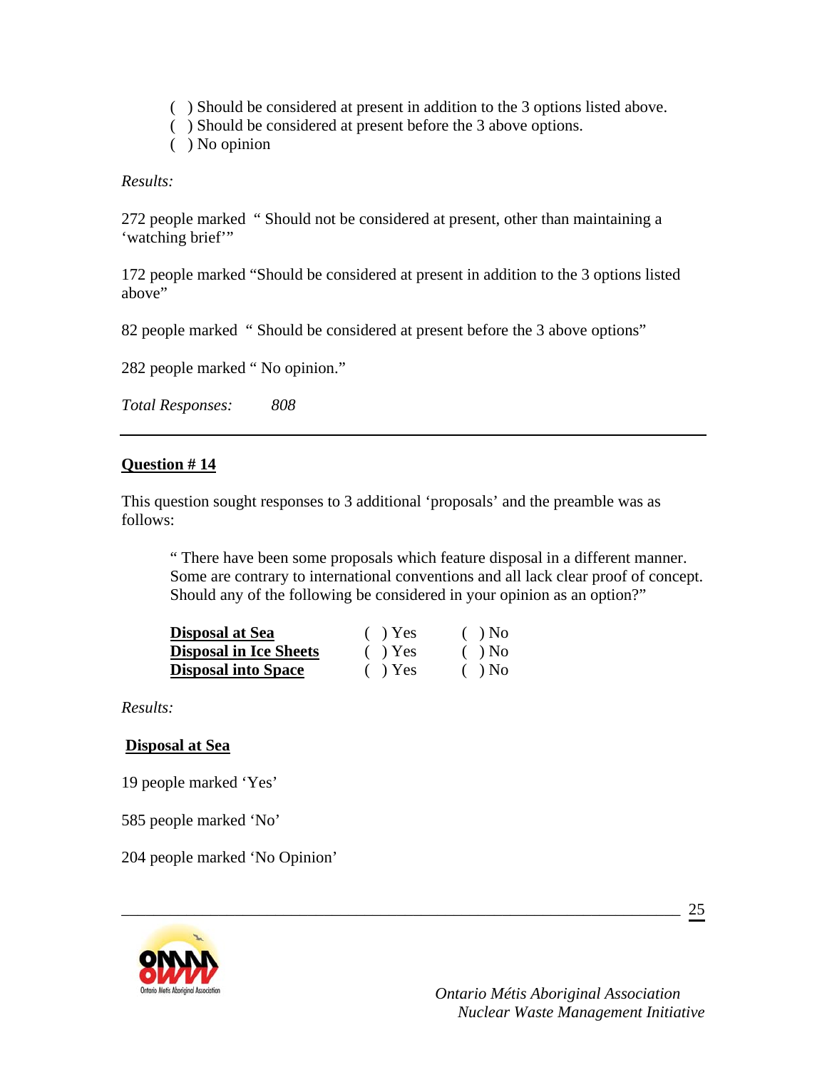( ) Should be considered at present in addition to the 3 options listed above.
( ) Should be considered at present before the 3 above options.
( ) No opinion

*Results:*

272 people marked " Should not be considered at present, other than maintaining a 'watching brief'"

172 people marked "Should be considered at present in addition to the 3 options listed above"

82 people marked " Should be considered at present before the 3 above options"

282 people marked " No opinion."

*Total Responses: 808*

---

**Question # 14**

This question sought responses to 3 additional 'proposals' and the preamble was as follows:

> " There have been some proposals which feature disposal in a different manner. Some are contrary to international conventions and all lack clear proof of concept. Should any of the following be considered in your opinion as an option?"

| | | |
|---|---|---|
| **Disposal at Sea** | ( ) Yes | ( ) No |
| **Disposal in Ice Sheets** | ( ) Yes | ( ) No |
| **Disposal into Space** | ( ) Yes | ( ) No |

*Results:*

**Disposal at Sea**

19 people marked 'Yes'

585 people marked 'No'

204 people marked 'No Opinion'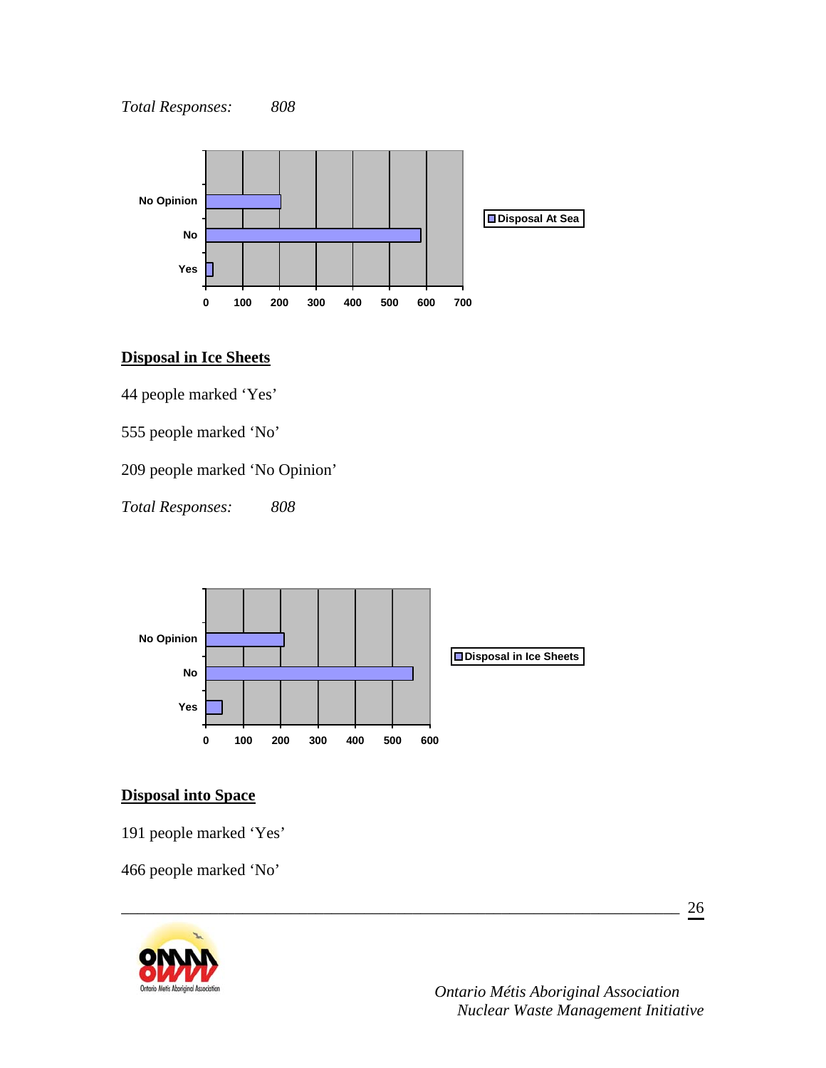*Total Responses: 808*

## Disposal in Ice Sheets

44 people marked 'Yes'

555 people marked 'No'

209 people marked 'No Opinion'

*Total Responses: 808*

## Disposal into Space

191 people marked 'Yes'

466 people marked 'No'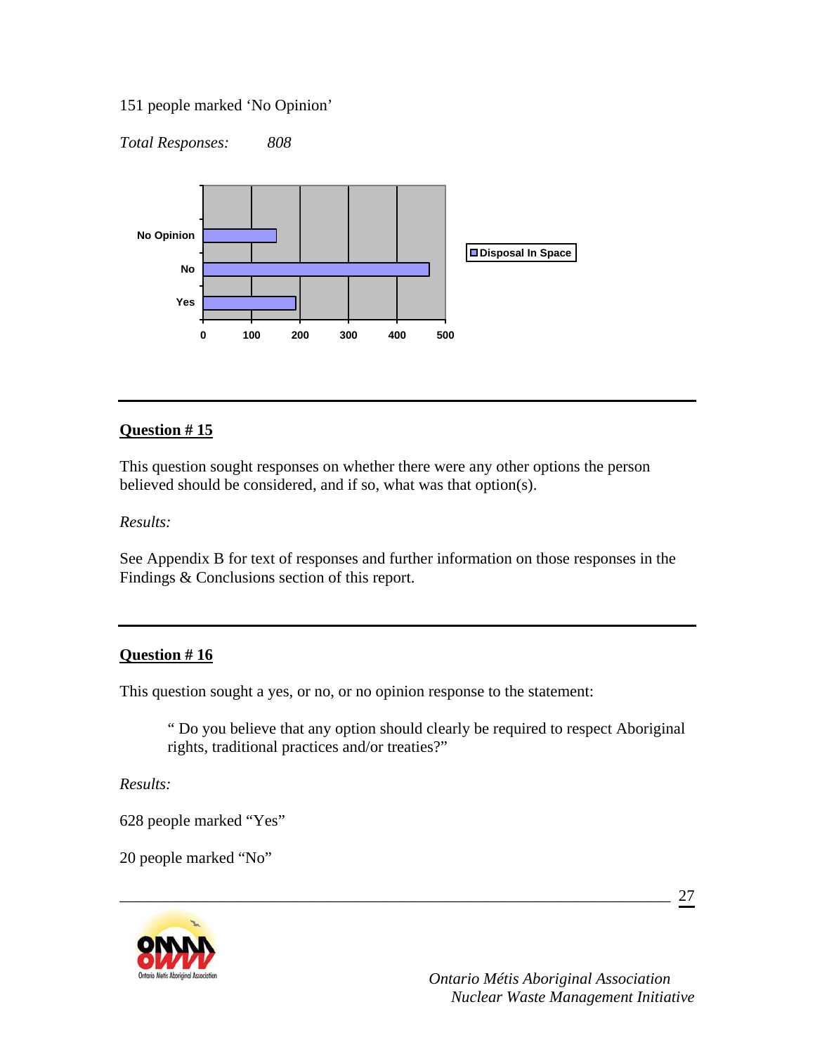151 people marked 'No Opinion'

*Total Responses:* *808*

---

## Question # 15

This question sought responses on whether there were any other options the person believed should be considered, and if so, what was that option(s).

*Results:*

See Appendix B for text of responses and further information on those responses in the Findings & Conclusions section of this report.

---

## Question # 16

This question sought a yes, or no, or no opinion response to the statement:

> " Do you believe that any option should clearly be required to respect Aboriginal rights, traditional practices and/or treaties?"

*Results:*

628 people marked "Yes"

20 people marked "No"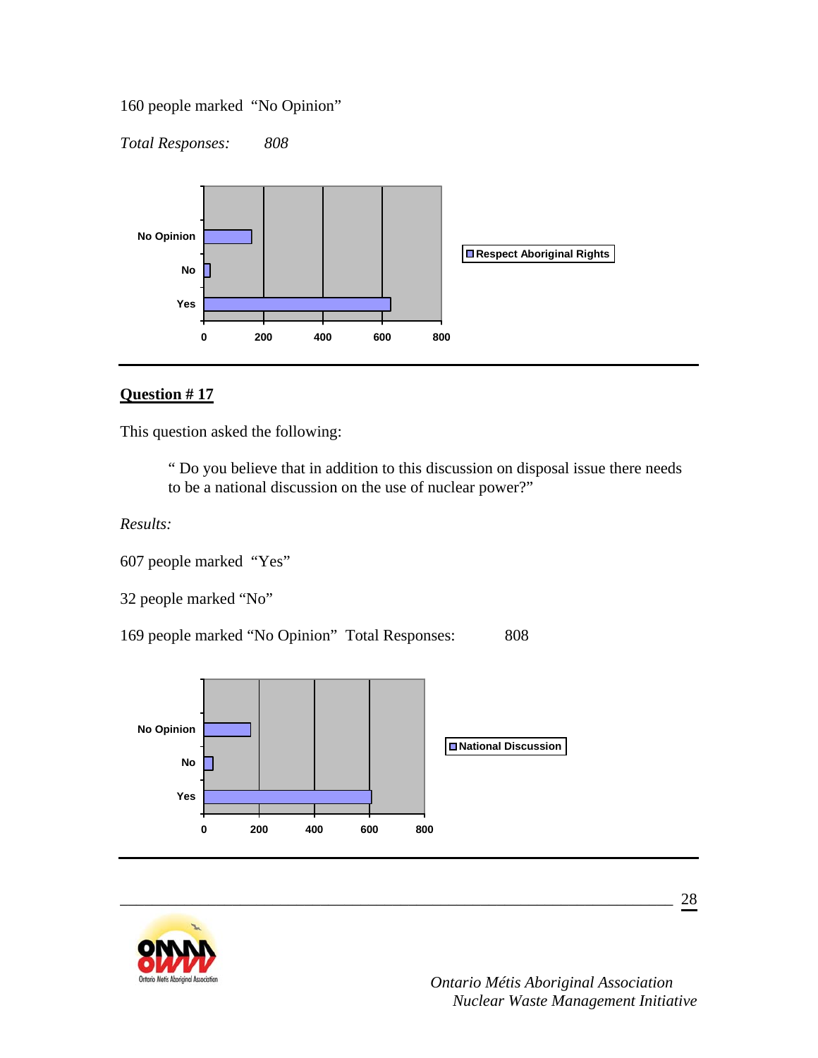160 people marked “No Opinion”

*Total Responses:* *808*

---

## Question # 17

This question asked the following:

> “ Do you believe that in addition to this discussion on disposal issue there needs to be a national discussion on the use of nuclear power?”

*Results:*

607 people marked “Yes”

32 people marked “No”

169 people marked “No Opinion” Total Responses: 808

---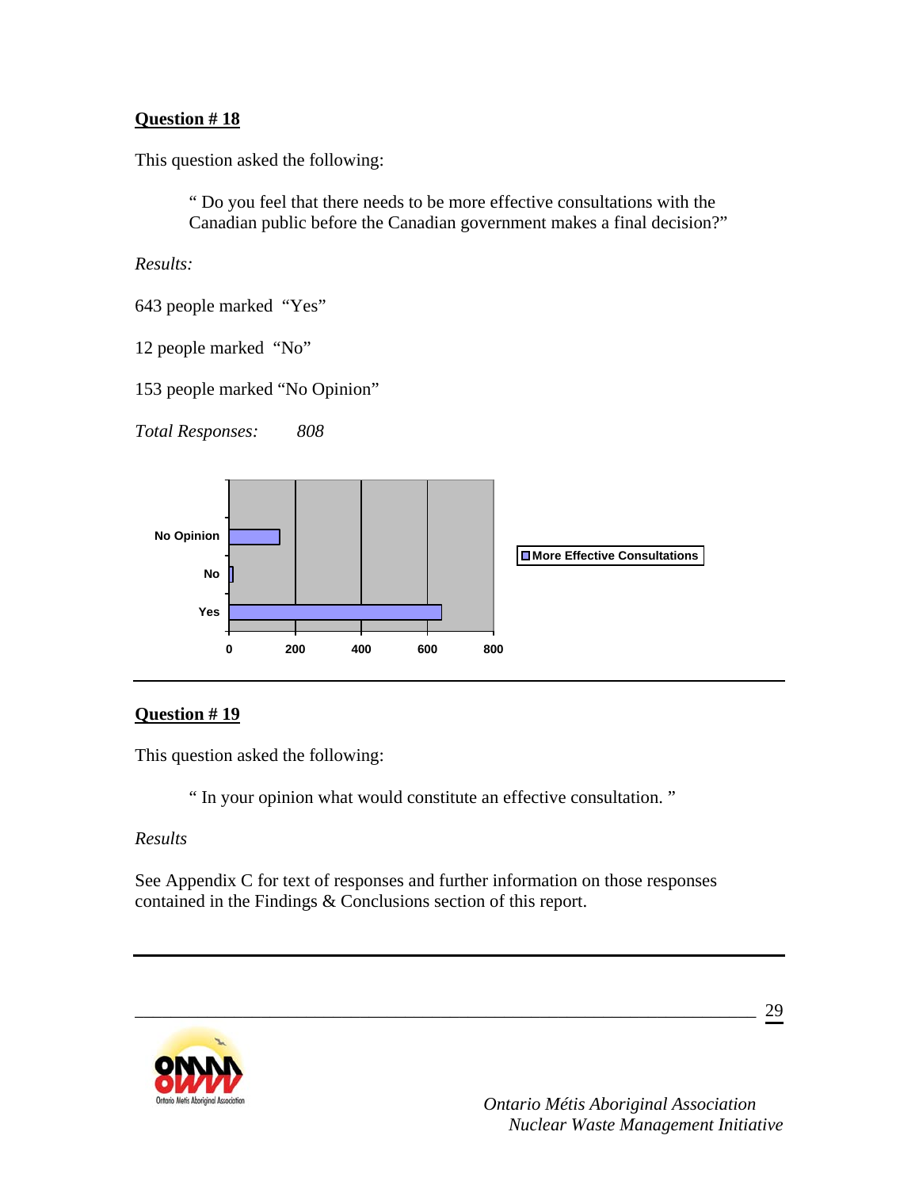**Question # 18**

This question asked the following:

> " Do you feel that there needs to be more effective consultations with the Canadian public before the Canadian government makes a final decision?"

*Results:*

643 people marked "Yes"

12 people marked "No"

153 people marked "No Opinion"

*Total Responses: 808*

**Question # 19**

This question asked the following:

> " In your opinion what would constitute an effective consultation. "

*Results*

See Appendix C for text of responses and further information on those responses contained in the Findings & Conclusions section of this report.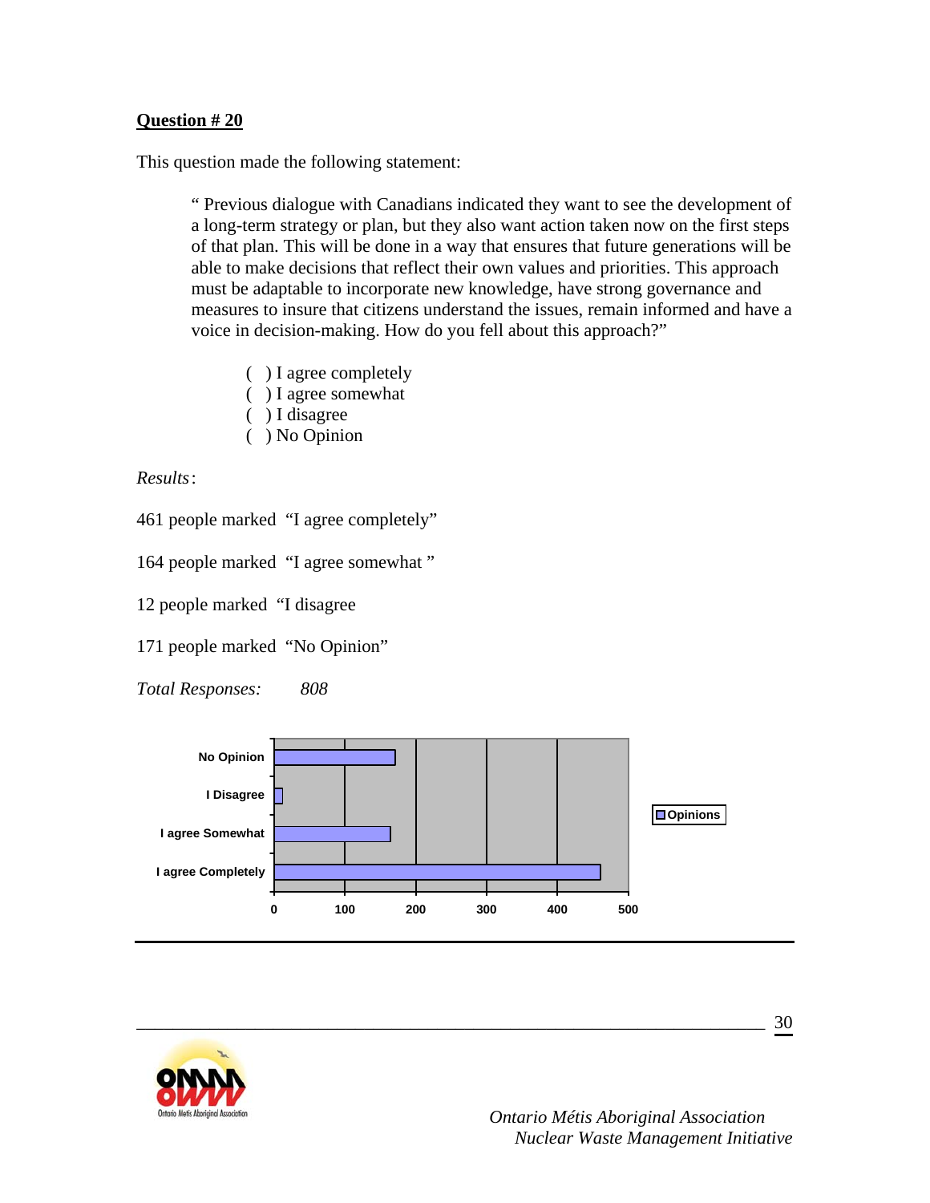**Question # 20**

This question made the following statement:

> " Previous dialogue with Canadians indicated they want to see the development of a long-term strategy or plan, but they also want action taken now on the first steps of that plan. This will be done in a way that ensures that future generations will be able to make decisions that reflect their own values and priorities. This approach must be adaptable to incorporate new knowledge, have strong governance and measures to insure that citizens understand the issues, remain informed and have a voice in decision-making. How do you fell about this approach?"

- ( ) I agree completely
- ( ) I agree somewhat
- ( ) I disagree
- ( ) No Opinion

*Results*:

461 people marked "I agree completely"

164 people marked "I agree somewhat "

12 people marked "I disagree

171 people marked "No Opinion"

*Total Responses: 808*

| | Opinions |
|---|---|
| No Opinion | 171 |
| I Disagree | 12 |
| I agree Somewhat | 164 |
| I agree Completely | 461 |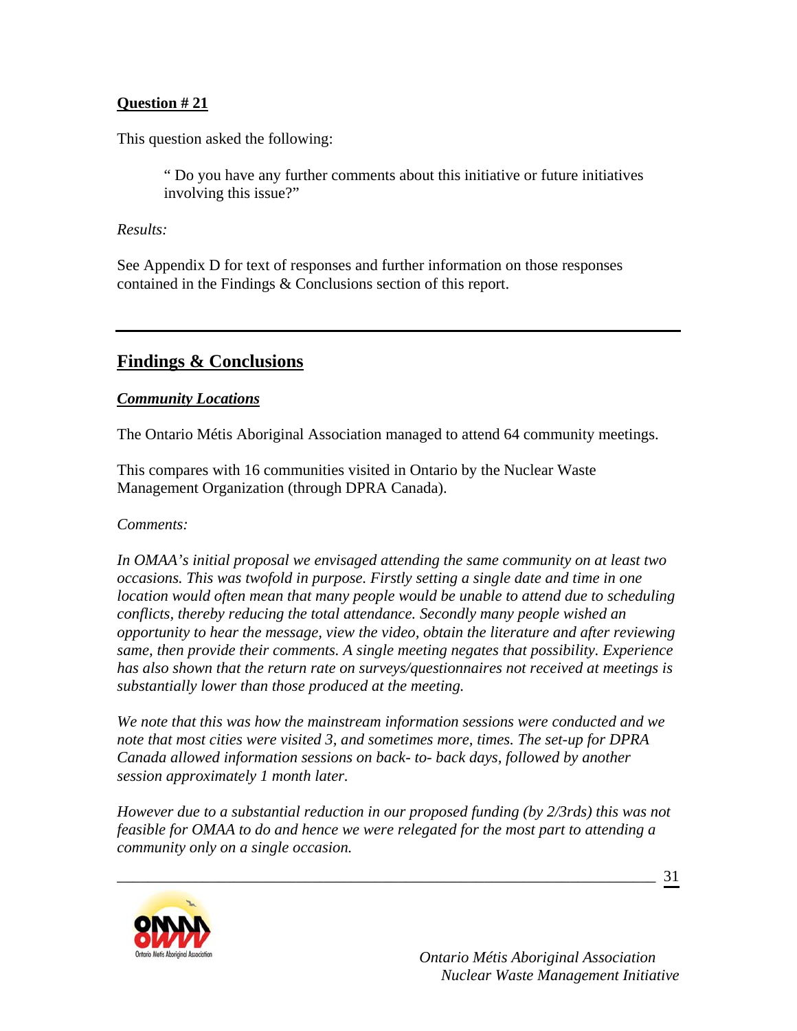**Question # 21**

This question asked the following:

> " Do you have any further comments about this initiative or future initiatives involving this issue?"

*Results:*

See Appendix D for text of responses and further information on those responses contained in the Findings & Conclusions section of this report.

---

## Findings & Conclusions

### *Community Locations*

The Ontario Métis Aboriginal Association managed to attend 64 community meetings.

This compares with 16 communities visited in Ontario by the Nuclear Waste Management Organization (through DPRA Canada).

*Comments:*

*In OMAA's initial proposal we envisaged attending the same community on at least two occasions. This was twofold in purpose. Firstly setting a single date and time in one location would often mean that many people would be unable to attend due to scheduling conflicts, thereby reducing the total attendance. Secondly many people wished an opportunity to hear the message, view the video, obtain the literature and after reviewing same, then provide their comments. A single meeting negates that possibility. Experience has also shown that the return rate on surveys/questionnaires not received at meetings is substantially lower than those produced at the meeting.*

*We note that this was how the mainstream information sessions were conducted and we note that most cities were visited 3, and sometimes more, times. The set-up for DPRA Canada allowed information sessions on back- to- back days, followed by another session approximately 1 month later.*

*However due to a substantial reduction in our proposed funding (by 2/3rds) this was not feasible for OMAA to do and hence we were relegated for the most part to attending a community only on a single occasion.*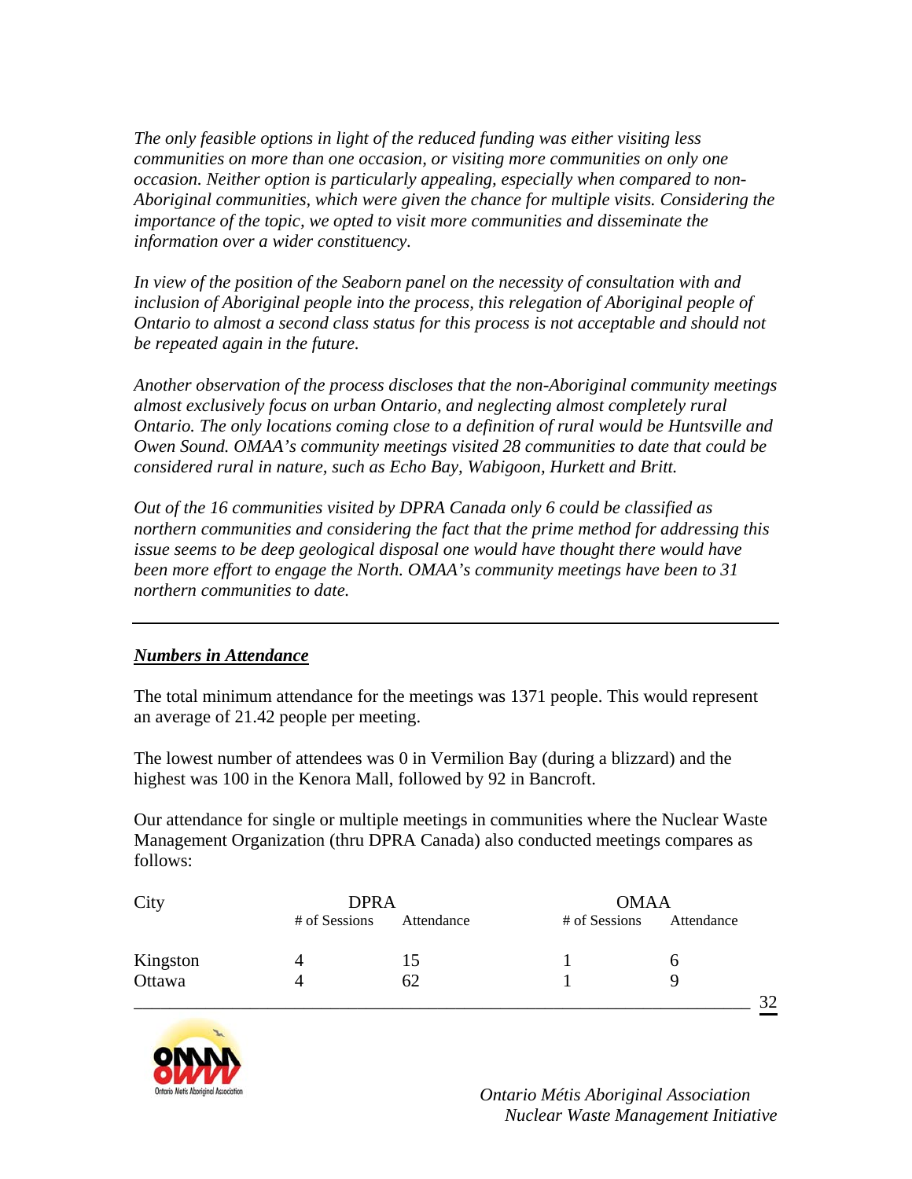*The only feasible options in light of the reduced funding was either visiting less communities on more than one occasion, or visiting more communities on only one occasion. Neither option is particularly appealing, especially when compared to non-Aboriginal communities, which were given the chance for multiple visits. Considering the importance of the topic, we opted to visit more communities and disseminate the information over a wider constituency.*

*In view of the position of the Seaborn panel on the necessity of consultation with and inclusion of Aboriginal people into the process, this relegation of Aboriginal people of Ontario to almost a second class status for this process is not acceptable and should not be repeated again in the future.*

*Another observation of the process discloses that the non-Aboriginal community meetings almost exclusively focus on urban Ontario, and neglecting almost completely rural Ontario. The only locations coming close to a definition of rural would be Huntsville and Owen Sound. OMAA's community meetings visited 28 communities to date that could be considered rural in nature, such as Echo Bay, Wabigoon, Hurkett and Britt.*

*Out of the 16 communities visited by DPRA Canada only 6 could be classified as northern communities and considering the fact that the prime method for addressing this issue seems to be deep geological disposal one would have thought there would have been more effort to engage the North. OMAA's community meetings have been to 31 northern communities to date.*

---

***Numbers in Attendance***

The total minimum attendance for the meetings was 1371 people. This would represent an average of 21.42 people per meeting.

The lowest number of attendees was 0 in Vermilion Bay (during a blizzard) and the highest was 100 in the Kenora Mall, followed by 92 in Bancroft.

Our attendance for single or multiple meetings in communities where the Nuclear Waste Management Organization (thru DPRA Canada) also conducted meetings compares as follows:

| City | DPRA | | OMAA | |
|---|---|---|---|---|
| | # of Sessions | Attendance | # of Sessions | Attendance |
| Kingston | 4 | 15 | 1 | 6 |
| Ottawa | 4 | 62 | 1 | 9 |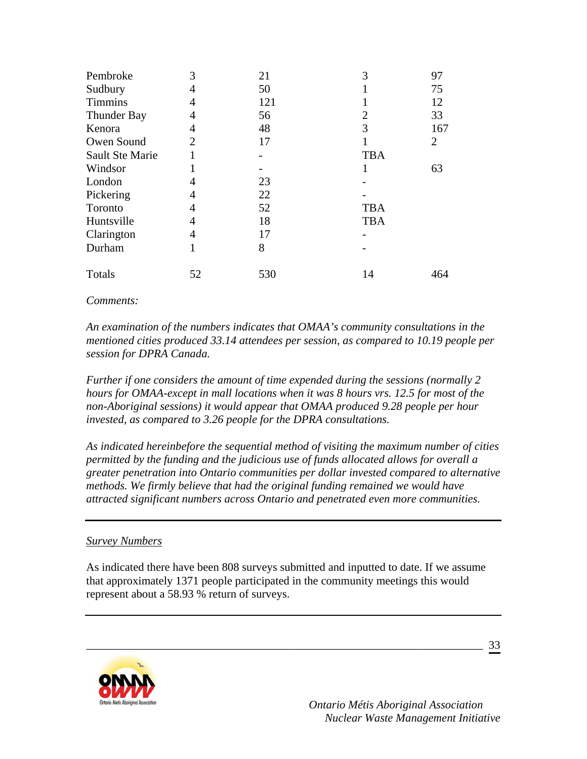| | | | | |
|---|---|---|---|---|
| Pembroke | 3 | 21 | 3 | 97 |
| Sudbury | 4 | 50 | 1 | 75 |
| Timmins | 4 | 121 | 1 | 12 |
| Thunder Bay | 4 | 56 | 2 | 33 |
| Kenora | 4 | 48 | 3 | 167 |
| Owen Sound | 2 | 17 | 1 | 2 |
| Sault Ste Marie | 1 | - | TBA | |
| Windsor | 1 | - | 1 | 63 |
| London | 4 | 23 | - | |
| Pickering | 4 | 22 | - | |
| Toronto | 4 | 52 | TBA | |
| Huntsville | 4 | 18 | TBA | |
| Clarington | 4 | 17 | - | |
| Durham | 1 | 8 | - | |
| Totals | 52 | 530 | 14 | 464 |

*Comments:*

*An examination of the numbers indicates that OMAA's community consultations in the mentioned cities produced 33.14 attendees per session, as compared to 10.19 people per session for DPRA Canada.*

*Further if one considers the amount of time expended during the sessions (normally 2 hours for OMAA-except in mall locations when it was 8 hours vrs. 12.5 for most of the non-Aboriginal sessions) it would appear that OMAA produced 9.28 people per hour invested, as compared to 3.26 people for the DPRA consultations.*

*As indicated hereinbefore the sequential method of visiting the maximum number of cities permitted by the funding and the judicious use of funds allocated allows for overall a greater penetration into Ontario communities per dollar invested compared to alternative methods. We firmly believe that had the original funding remained we would have attracted significant numbers across Ontario and penetrated even more communities.*

---

<u>Survey Numbers</u>

As indicated there have been 808 surveys submitted and inputted to date. If we assume that approximately 1371 people participated in the community meetings this would represent about a 58.93 % return of surveys.

---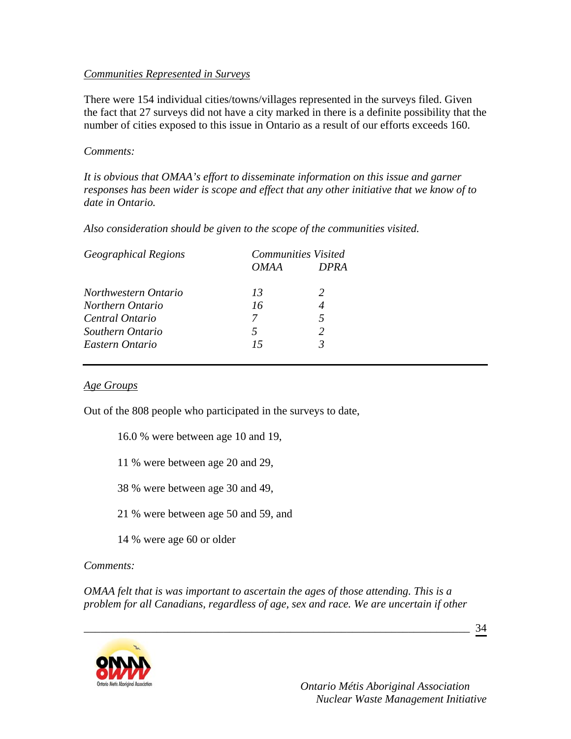<u>*Communities Represented in Surveys*</u>

There were 154 individual cities/towns/villages represented in the surveys filed. Given the fact that 27 surveys did not have a city marked in there is a definite possibility that the number of cities exposed to this issue in Ontario as a result of our efforts exceeds 160.

*Comments:*

*It is obvious that OMAA's effort to disseminate information on this issue and garner responses has been wider is scope and effect that any other initiative that we know of to date in Ontario.*

*Also consideration should be given to the scope of the communities visited.*

| *Geographical Regions* | *Communities Visited* | |
|---|---|---|
| | *OMAA* | *DPRA* |
| *Northwestern Ontario* | *13* | *2* |
| *Northern Ontario* | *16* | *4* |
| *Central Ontario* | *7* | *5* |
| *Southern Ontario* | *5* | *2* |
| *Eastern Ontario* | *15* | *3* |

---

<u>*Age Groups*</u>

Out of the 808 people who participated in the surveys to date,

16.0 % were between age 10 and 19,

11 % were between age 20 and 29,

38 % were between age 30 and 49,

21 % were between age 50 and 59, and

14 % were age 60 or older

*Comments:*

*OMAA felt that is was important to ascertain the ages of those attending. This is a problem for all Canadians, regardless of age, sex and race. We are uncertain if other*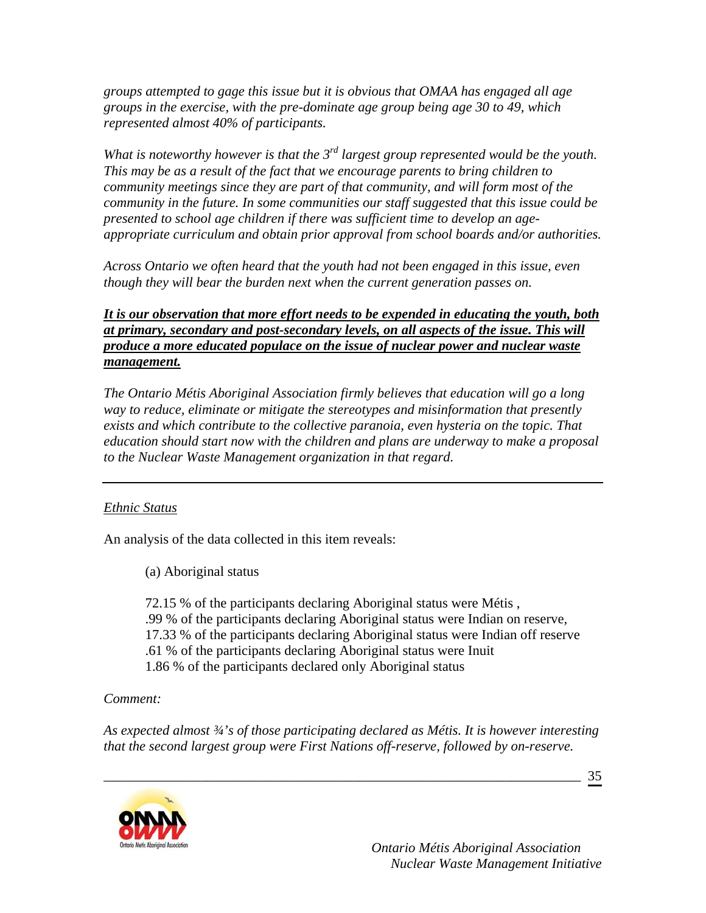*groups attempted to gage this issue but it is obvious that OMAA has engaged all age groups in the exercise, with the pre-dominate age group being age 30 to 49, which represented almost 40% of participants.*

*What is noteworthy however is that the 3rd largest group represented would be the youth. This may be as a result of the fact that we encourage parents to bring children to community meetings since they are part of that community, and will form most of the community in the future. In some communities our staff suggested that this issue could be presented to school age children if there was sufficient time to develop an age-appropriate curriculum and obtain prior approval from school boards and/or authorities.*

*Across Ontario we often heard that the youth had not been engaged in this issue, even though they will bear the burden next when the current generation passes on.*

***<u>It is our observation that more effort needs to be expended in educating the youth, both at primary, secondary and post-secondary levels, on all aspects of the issue. This will produce a more educated populace on the issue of nuclear power and nuclear waste management.</u>***

*The Ontario Métis Aboriginal Association firmly believes that education will go a long way to reduce, eliminate or mitigate the stereotypes and misinformation that presently exists and which contribute to the collective paranoia, even hysteria on the topic. That education should start now with the children and plans are underway to make a proposal to the Nuclear Waste Management organization in that regard.*

---

*<u>Ethnic Status</u>*

An analysis of the data collected in this item reveals:

(a) Aboriginal status

72.15 % of the participants declaring Aboriginal status were Métis ,
.99 % of the participants declaring Aboriginal status were Indian on reserve,
17.33 % of the participants declaring Aboriginal status were Indian off reserve
.61 % of the participants declaring Aboriginal status were Inuit
1.86 % of the participants declared only Aboriginal status

*Comment:*

*As expected almost ¾'s of those participating declared as Métis. It is however interesting that the second largest group were First Nations off-reserve, followed by on-reserve.*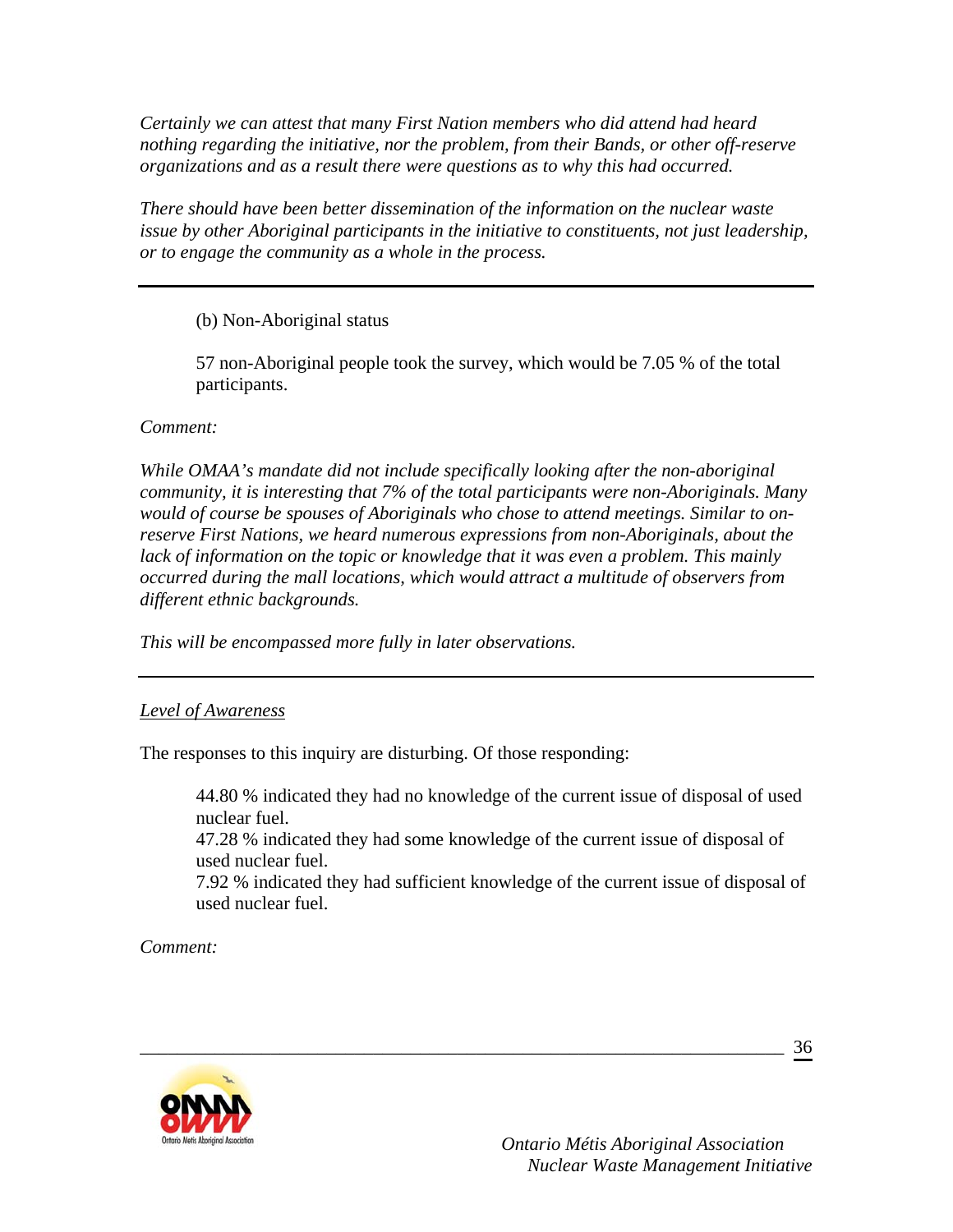*Certainly we can attest that many First Nation members who did attend had heard nothing regarding the initiative, nor the problem, from their Bands, or other off-reserve organizations and as a result there were questions as to why this had occurred.*

*There should have been better dissemination of the information on the nuclear waste issue by other Aboriginal participants in the initiative to constituents, not just leadership, or to engage the community as a whole in the process.*

---

(b) Non-Aboriginal status

57 non-Aboriginal people took the survey, which would be 7.05 % of the total participants.

*Comment:*

*While OMAA's mandate did not include specifically looking after the non-aboriginal community, it is interesting that 7% of the total participants were non-Aboriginals. Many would of course be spouses of Aboriginals who chose to attend meetings. Similar to on-reserve First Nations, we heard numerous expressions from non-Aboriginals, about the lack of information on the topic or knowledge that it was even a problem. This mainly occurred during the mall locations, which would attract a multitude of observers from different ethnic backgrounds.*

*This will be encompassed more fully in later observations.*

---

*Level of Awareness*

The responses to this inquiry are disturbing. Of those responding:

44.80 % indicated they had no knowledge of the current issue of disposal of used nuclear fuel.
47.28 % indicated they had some knowledge of the current issue of disposal of used nuclear fuel.
7.92 % indicated they had sufficient knowledge of the current issue of disposal of used nuclear fuel.

*Comment:*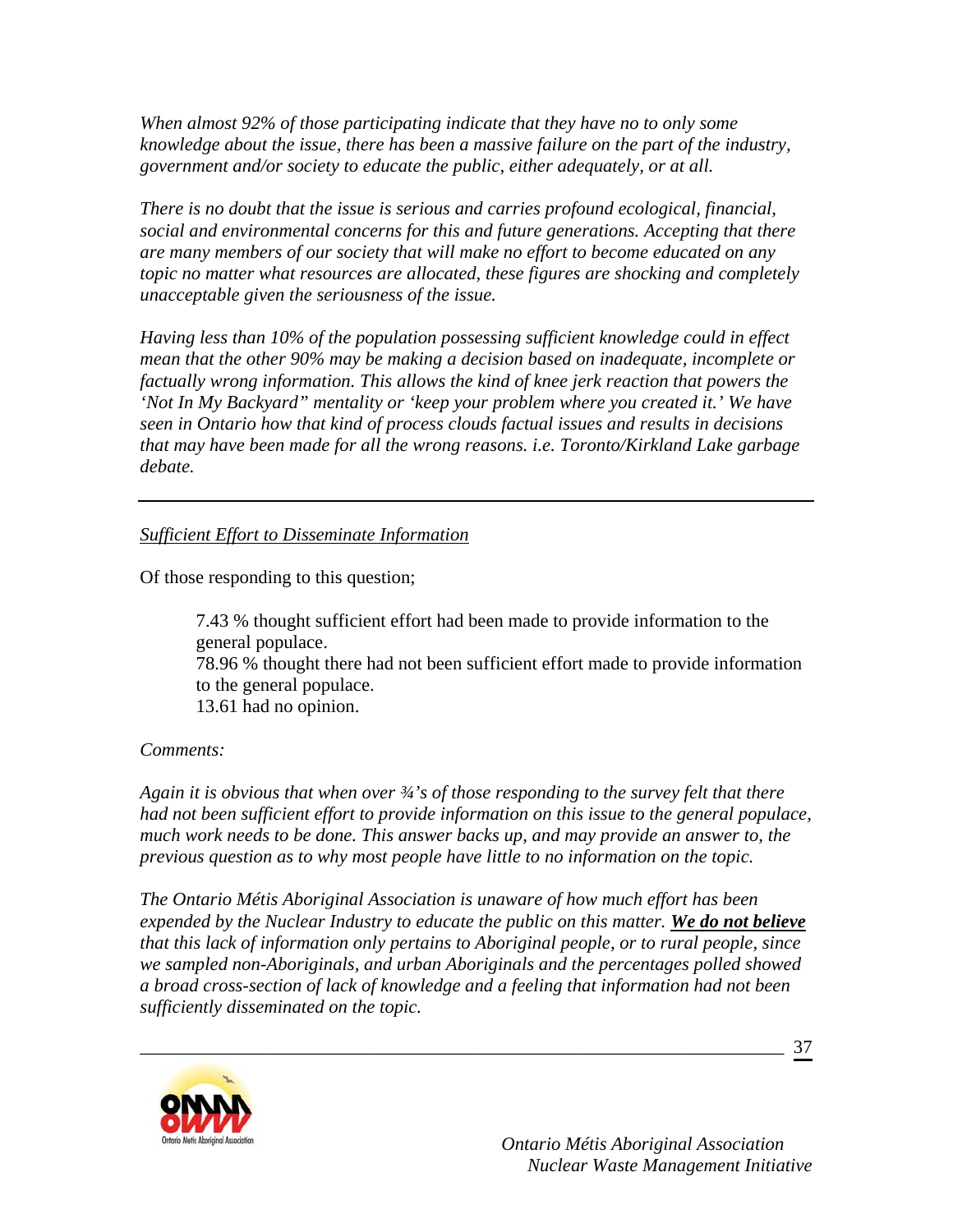*When almost 92% of those participating indicate that they have no to only some knowledge about the issue, there has been a massive failure on the part of the industry, government and/or society to educate the public, either adequately, or at all.*

*There is no doubt that the issue is serious and carries profound ecological, financial, social and environmental concerns for this and future generations. Accepting that there are many members of our society that will make no effort to become educated on any topic no matter what resources are allocated, these figures are shocking and completely unacceptable given the seriousness of the issue.*

*Having less than 10% of the population possessing sufficient knowledge could in effect mean that the other 90% may be making a decision based on inadequate, incomplete or factually wrong information. This allows the kind of knee jerk reaction that powers the 'Not In My Backyard" mentality or 'keep your problem where you created it.' We have seen in Ontario how that kind of process clouds factual issues and results in decisions that may have been made for all the wrong reasons. i.e. Toronto/Kirkland Lake garbage debate.*

---

*Sufficient Effort to Disseminate Information*

Of those responding to this question;

> 7.43 % thought sufficient effort had been made to provide information to the general populace.
> 78.96 % thought there had not been sufficient effort made to provide information to the general populace.
> 13.61 had no opinion.

*Comments:*

*Again it is obvious that when over ¾'s of those responding to the survey felt that there had not been sufficient effort to provide information on this issue to the general populace, much work needs to be done. This answer backs up, and may provide an answer to, the previous question as to why most people have little to no information on the topic.*

*The Ontario Métis Aboriginal Association is unaware of how much effort has been expended by the Nuclear Industry to educate the public on this matter.* ***We do not believe*** *that this lack of information only pertains to Aboriginal people, or to rural people, since we sampled non-Aboriginals, and urban Aboriginals and the percentages polled showed a broad cross-section of lack of knowledge and a feeling that information had not been sufficiently disseminated on the topic.*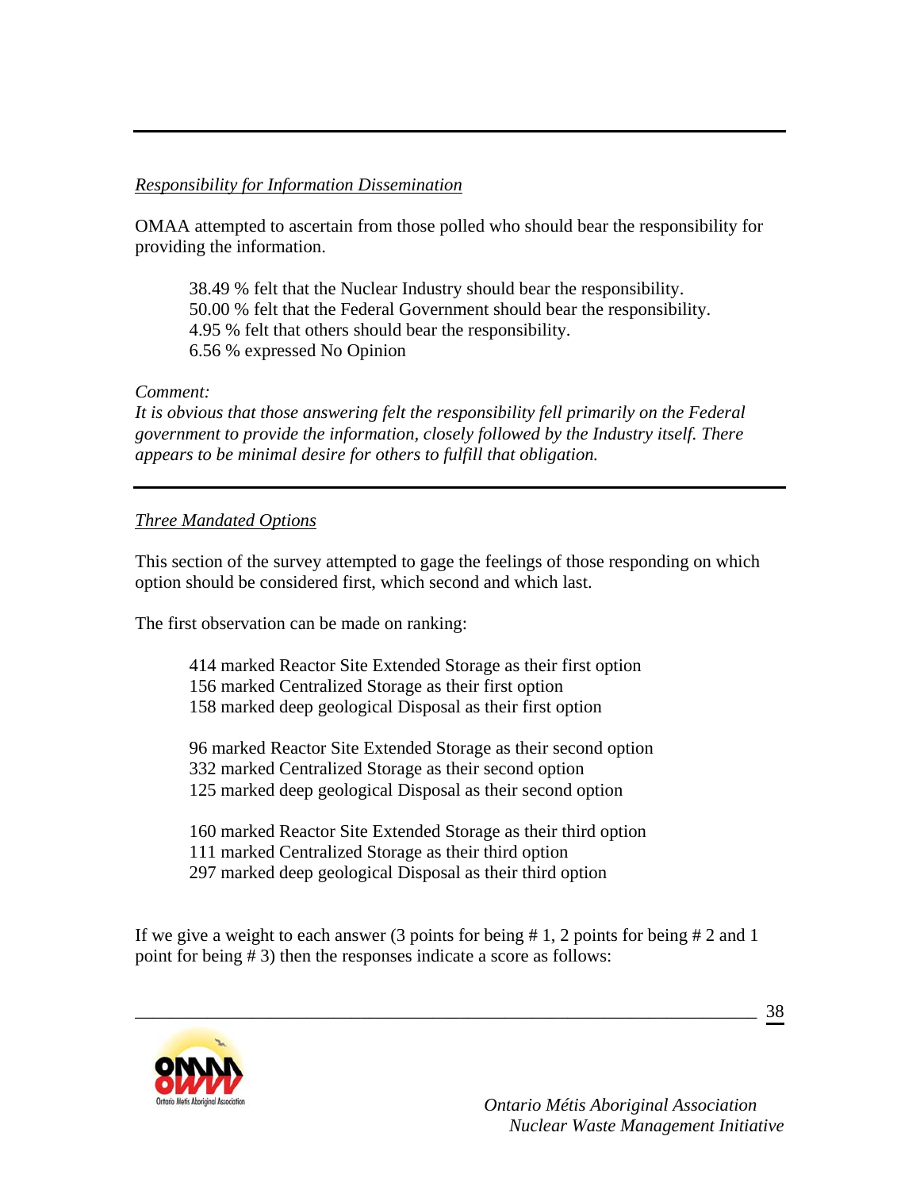*Responsibility for Information Dissemination*

OMAA attempted to ascertain from those polled who should bear the responsibility for providing the information.

38.49 % felt that the Nuclear Industry should bear the responsibility.
50.00 % felt that the Federal Government should bear the responsibility.
4.95 % felt that others should bear the responsibility.
6.56 % expressed No Opinion

*Comment:*
*It is obvious that those answering felt the responsibility fell primarily on the Federal government to provide the information, closely followed by the Industry itself. There appears to be minimal desire for others to fulfill that obligation.*

---

*Three Mandated Options*

This section of the survey attempted to gage the feelings of those responding on which option should be considered first, which second and which last.

The first observation can be made on ranking:

414 marked Reactor Site Extended Storage as their first option
156 marked Centralized Storage as their first option
158 marked deep geological Disposal as their first option

96 marked Reactor Site Extended Storage as their second option
332 marked Centralized Storage as their second option
125 marked deep geological Disposal as their second option

160 marked Reactor Site Extended Storage as their third option
111 marked Centralized Storage as their third option
297 marked deep geological Disposal as their third option

If we give a weight to each answer (3 points for being # 1, 2 points for being # 2 and 1 point for being # 3) then the responses indicate a score as follows: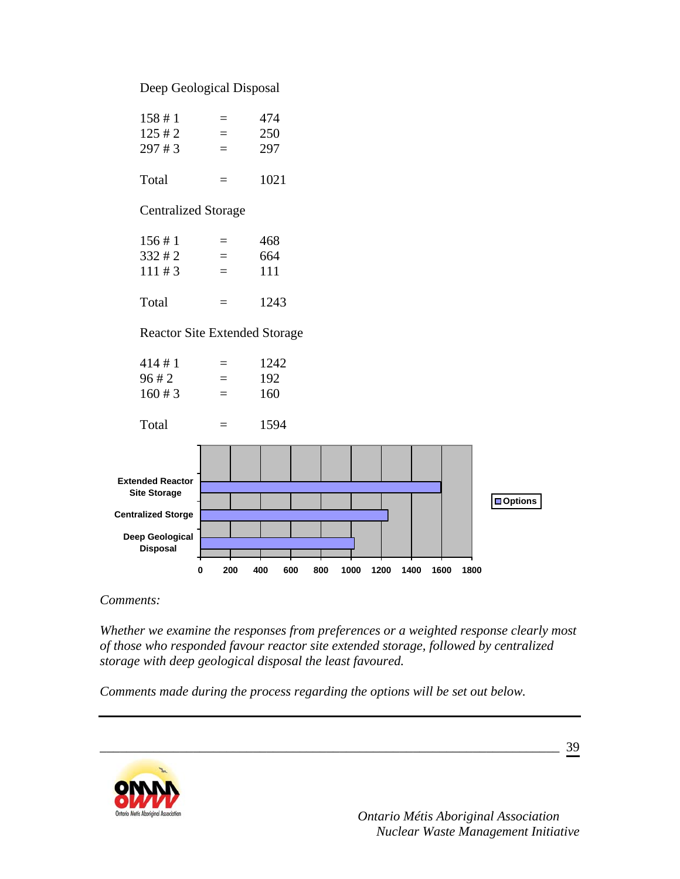Deep Geological Disposal

| | | |
|---|---|---|
| 158 # 1 | = | 474 |
| 125 # 2 | = | 250 |
| 297 # 3 | = | 297 |
| Total | = | 1021 |

Centralized Storage

| | | |
|---|---|---|
| 156 # 1 | = | 468 |
| 332 # 2 | = | 664 |
| 111 # 3 | = | 111 |
| Total | = | 1243 |

Reactor Site Extended Storage

| | | |
|---|---|---|
| 414 # 1 | = | 1242 |
| 96 # 2 | = | 192 |
| 160 # 3 | = | 160 |
| Total | = | 1594 |

| Options | |
|---|---|
| Extended Reactor Site Storage | 1594 |
| Centralized Storge | 1243 |
| Deep Geological Disposal | 1021 |

*Comments:*

*Whether we examine the responses from preferences or a weighted response clearly most of those who responded favour reactor site extended storage, followed by centralized storage with deep geological disposal the least favoured.*

*Comments made during the process regarding the options will be set out below.*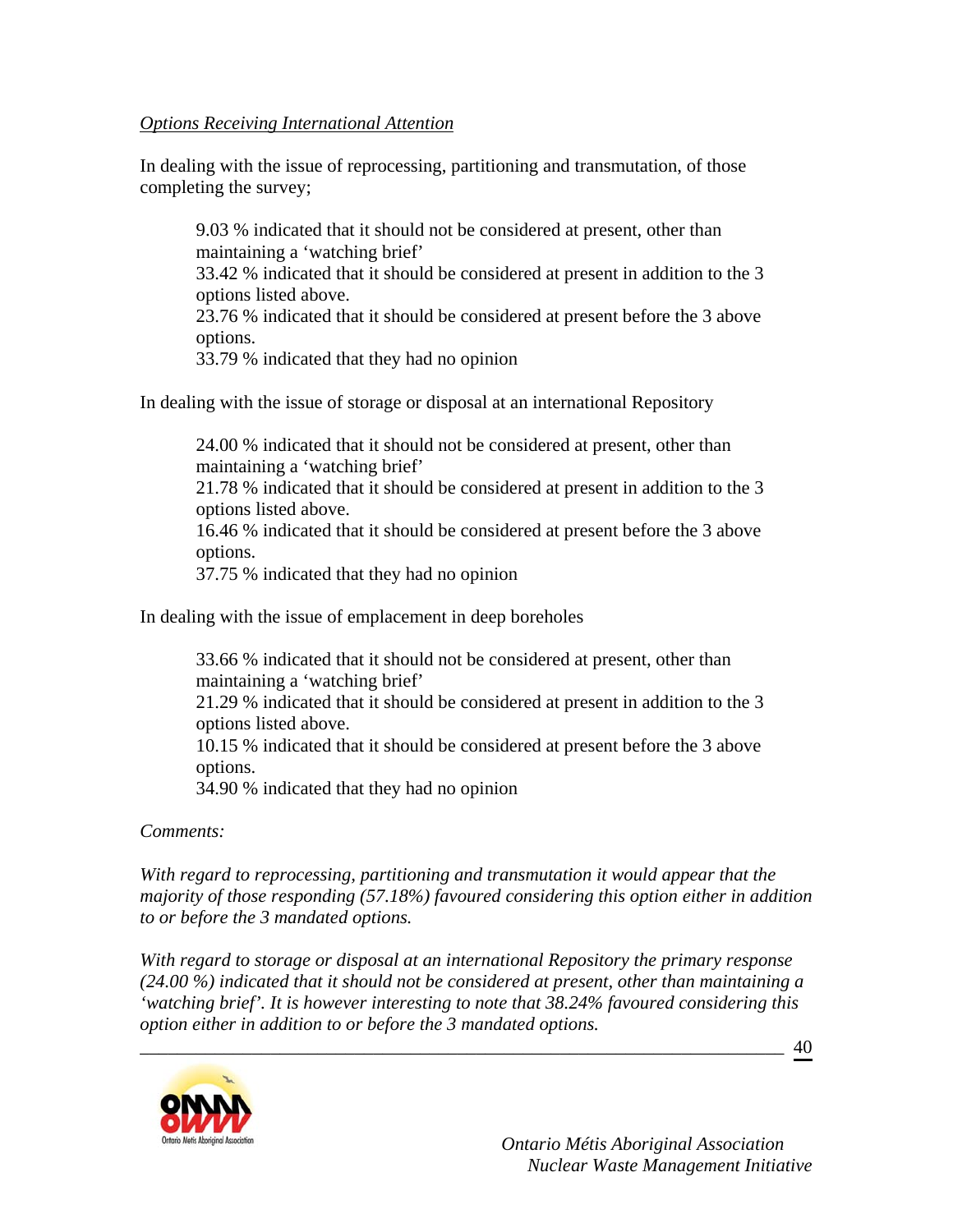*Options Receiving International Attention*

In dealing with the issue of reprocessing, partitioning and transmutation, of those completing the survey;

> 9.03 % indicated that it should not be considered at present, other than maintaining a 'watching brief'
> 33.42 % indicated that it should be considered at present in addition to the 3 options listed above.
> 23.76 % indicated that it should be considered at present before the 3 above options.
> 33.79 % indicated that they had no opinion

In dealing with the issue of storage or disposal at an international Repository

> 24.00 % indicated that it should not be considered at present, other than maintaining a 'watching brief'
> 21.78 % indicated that it should be considered at present in addition to the 3 options listed above.
> 16.46 % indicated that it should be considered at present before the 3 above options.
> 37.75 % indicated that they had no opinion

In dealing with the issue of emplacement in deep boreholes

> 33.66 % indicated that it should not be considered at present, other than maintaining a 'watching brief'
> 21.29 % indicated that it should be considered at present in addition to the 3 options listed above.
> 10.15 % indicated that it should be considered at present before the 3 above options.
> 34.90 % indicated that they had no opinion

*Comments:*

*With regard to reprocessing, partitioning and transmutation it would appear that the majority of those responding (57.18%) favoured considering this option either in addition to or before the 3 mandated options.*

*With regard to storage or disposal at an international Repository the primary response (24.00 %) indicated that it should not be considered at present, other than maintaining a 'watching brief'. It is however interesting to note that 38.24% favoured considering this option either in addition to or before the 3 mandated options.*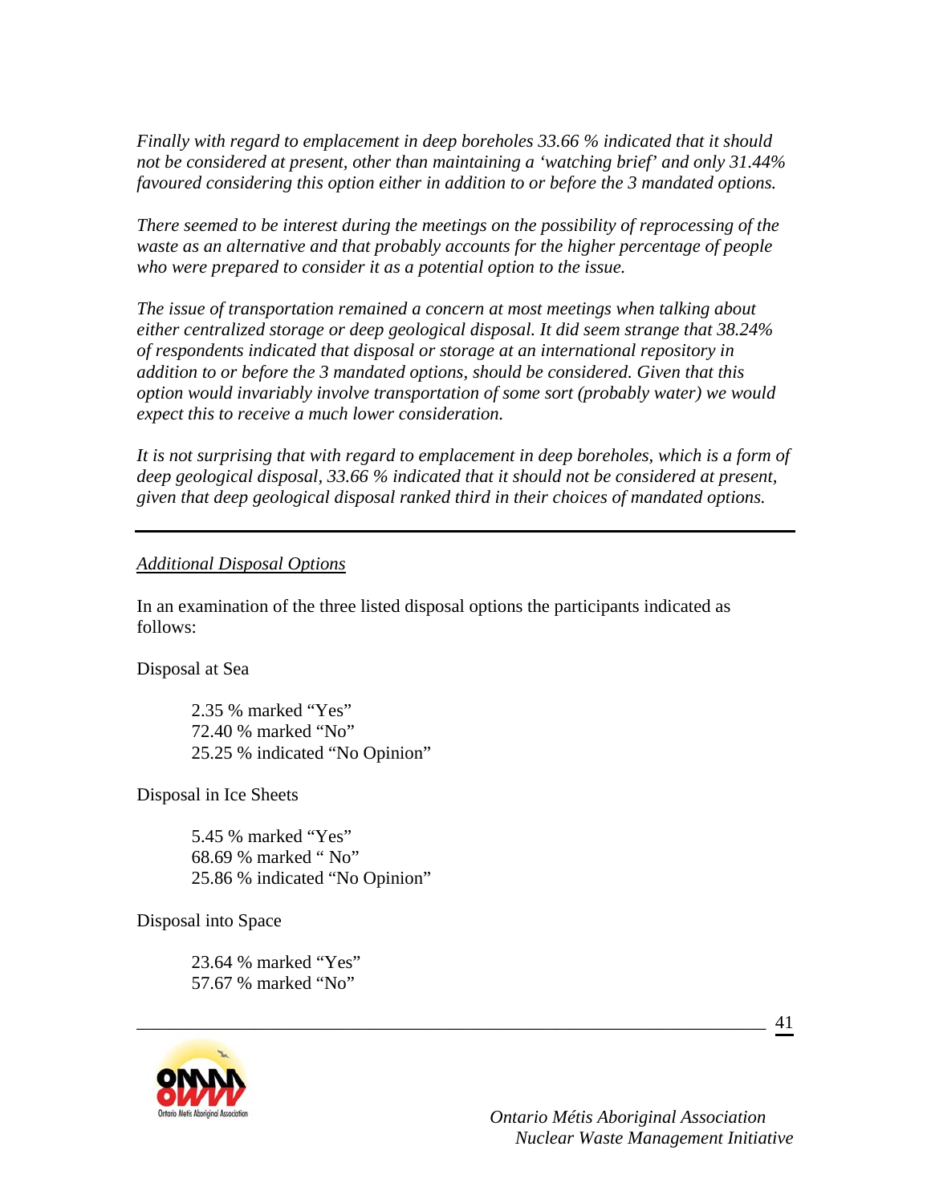*Finally with regard to emplacement in deep boreholes 33.66 % indicated that it should not be considered at present, other than maintaining a 'watching brief' and only 31.44% favoured considering this option either in addition to or before the 3 mandated options.*

*There seemed to be interest during the meetings on the possibility of reprocessing of the waste as an alternative and that probably accounts for the higher percentage of people who were prepared to consider it as a potential option to the issue.*

*The issue of transportation remained a concern at most meetings when talking about either centralized storage or deep geological disposal. It did seem strange that 38.24% of respondents indicated that disposal or storage at an international repository in addition to or before the 3 mandated options, should be considered. Given that this option would invariably involve transportation of some sort (probably water) we would expect this to receive a much lower consideration.*

*It is not surprising that with regard to emplacement in deep boreholes, which is a form of deep geological disposal, 33.66 % indicated that it should not be considered at present, given that deep geological disposal ranked third in their choices of mandated options.*

---

*Additional Disposal Options*

In an examination of the three listed disposal options the participants indicated as follows:

Disposal at Sea

> 2.35 % marked "Yes"
> 72.40 % marked "No"
> 25.25 % indicated "No Opinion"

Disposal in Ice Sheets

> 5.45 % marked "Yes"
> 68.69 % marked " No"
> 25.86 % indicated "No Opinion"

Disposal into Space

> 23.64 % marked "Yes"
> 57.67 % marked "No"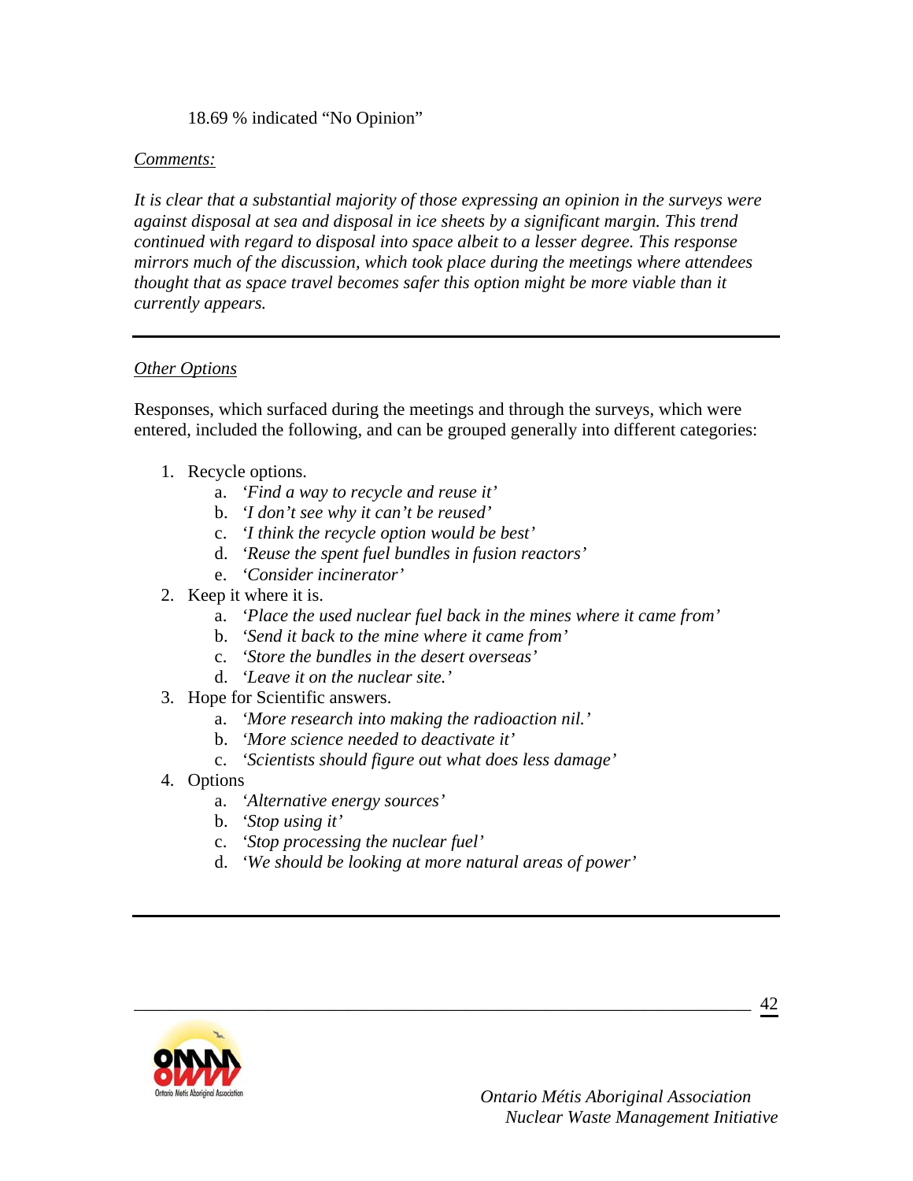18.69 % indicated "No Opinion"

*Comments:*

*It is clear that a substantial majority of those expressing an opinion in the surveys were against disposal at sea and disposal in ice sheets by a significant margin. This trend continued with regard to disposal into space albeit to a lesser degree. This response mirrors much of the discussion, which took place during the meetings where attendees thought that as space travel becomes safer this option might be more viable than it currently appears.*

---

*Other Options*

Responses, which surfaced during the meetings and through the surveys, which were entered, included the following, and can be grouped generally into different categories:

1. Recycle options.
   a. *'Find a way to recycle and reuse it'*
   b. *'I don't see why it can't be reused'*
   c. *'I think the recycle option would be best'*
   d. *'Reuse the spent fuel bundles in fusion reactors'*
   e. *'Consider incinerator'*
2. Keep it where it is.
   a. *'Place the used nuclear fuel back in the mines where it came from'*
   b. *'Send it back to the mine where it came from'*
   c. *'Store the bundles in the desert overseas'*
   d. *'Leave it on the nuclear site.'*
3. Hope for Scientific answers.
   a. *'More research into making the radioaction nil.'*
   b. *'More science needed to deactivate it'*
   c. *'Scientists should figure out what does less damage'*
4. Options
   a. *'Alternative energy sources'*
   b. *'Stop using it'*
   c. *'Stop processing the nuclear fuel'*
   d. *'We should be looking at more natural areas of power'*

---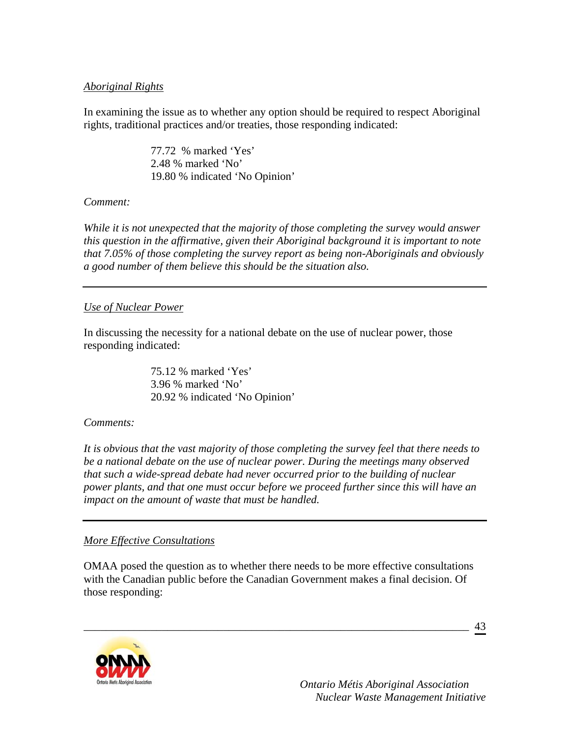*Aboriginal Rights*

In examining the issue as to whether any option should be required to respect Aboriginal rights, traditional practices and/or treaties, those responding indicated:

> 77.72 % marked 'Yes'
> 2.48 % marked 'No'
> 19.80 % indicated 'No Opinion'

*Comment:*

*While it is not unexpected that the majority of those completing the survey would answer this question in the affirmative, given their Aboriginal background it is important to note that 7.05% of those completing the survey report as being non-Aboriginals and obviously a good number of them believe this should be the situation also.*

---

*Use of Nuclear Power*

In discussing the necessity for a national debate on the use of nuclear power, those responding indicated:

> 75.12 % marked 'Yes'
> 3.96 % marked 'No'
> 20.92 % indicated 'No Opinion'

*Comments:*

*It is obvious that the vast majority of those completing the survey feel that there needs to be a national debate on the use of nuclear power. During the meetings many observed that such a wide-spread debate had never occurred prior to the building of nuclear power plants, and that one must occur before we proceed further since this will have an impact on the amount of waste that must be handled.*

---

*More Effective Consultations*

OMAA posed the question as to whether there needs to be more effective consultations with the Canadian public before the Canadian Government makes a final decision. Of those responding: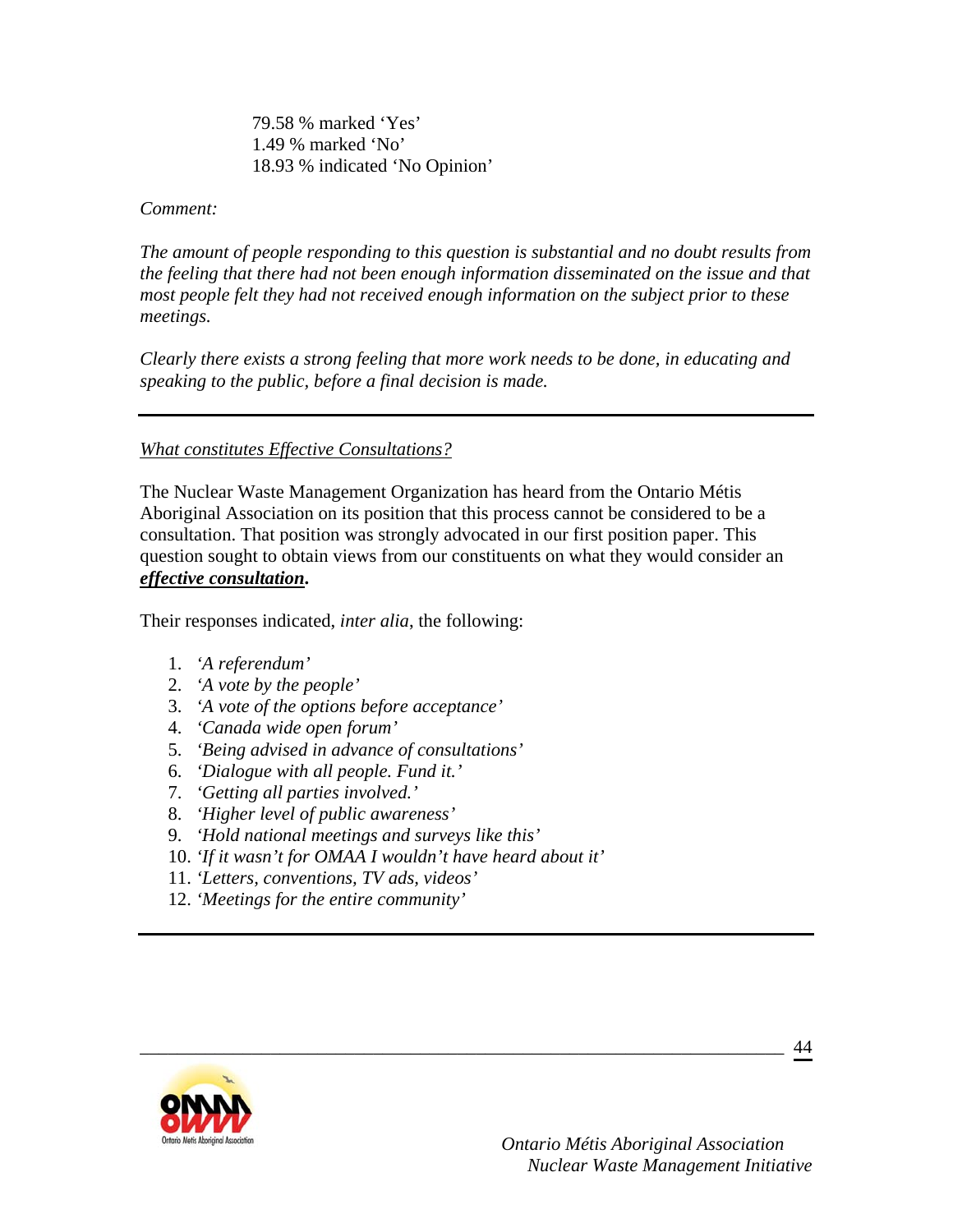79.58 % marked 'Yes'
1.49 % marked 'No'
18.93 % indicated 'No Opinion'

*Comment:*

*The amount of people responding to this question is substantial and no doubt results from the feeling that there had not been enough information disseminated on the issue and that most people felt they had not received enough information on the subject prior to these meetings.*

*Clearly there exists a strong feeling that more work needs to be done, in educating and speaking to the public, before a final decision is made.*

---

<u>*What constitutes Effective Consultations?*</u>

The Nuclear Waste Management Organization has heard from the Ontario Métis Aboriginal Association on its position that this process cannot be considered to be a consultation. That position was strongly advocated in our first position paper. This question sought to obtain views from our constituents on what they would consider an <u>***effective consultation***</u>**.**

Their responses indicated, *inter alia*, the following:

1. *'A referendum'*
2. *'A vote by the people'*
3. *'A vote of the options before acceptance'*
4. *'Canada wide open forum'*
5. *'Being advised in advance of consultations'*
6. *'Dialogue with all people. Fund it.'*
7. *'Getting all parties involved.'*
8. *'Higher level of public awareness'*
9. *'Hold national meetings and surveys like this'*
10. *'If it wasn't for OMAA I wouldn't have heard about it'*
11. *'Letters, conventions, TV ads, videos'*
12. *'Meetings for the entire community'*

---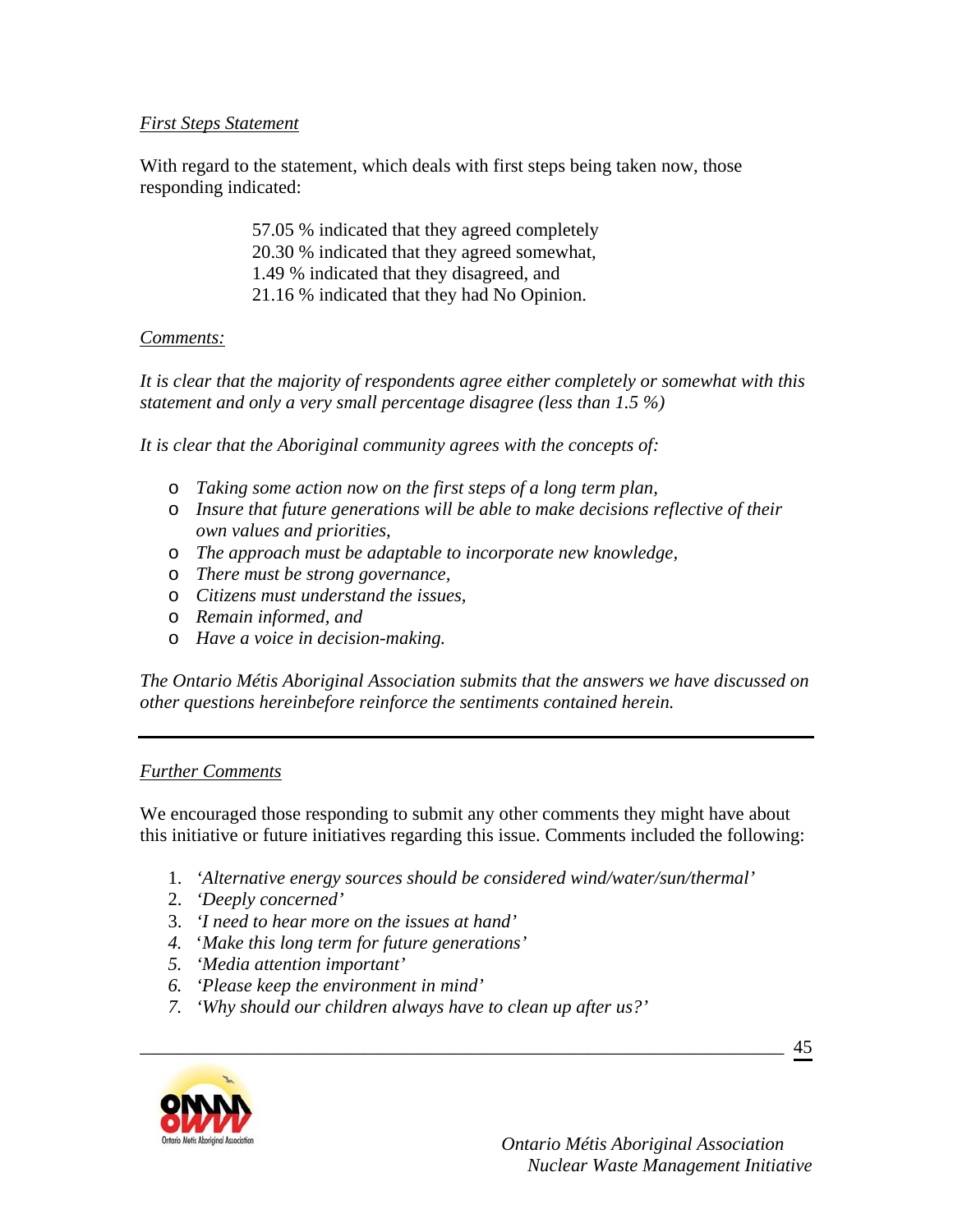*First Steps Statement*

With regard to the statement, which deals with first steps being taken now, those responding indicated:

57.05 % indicated that they agreed completely
20.30 % indicated that they agreed somewhat,
1.49 % indicated that they disagreed, and
21.16 % indicated that they had No Opinion.

*Comments:*

*It is clear that the majority of respondents agree either completely or somewhat with this statement and only a very small percentage disagree (less than 1.5 %)*

*It is clear that the Aboriginal community agrees with the concepts of:*

- *Taking some action now on the first steps of a long term plan,*
- *Insure that future generations will be able to make decisions reflective of their own values and priorities,*
- *The approach must be adaptable to incorporate new knowledge,*
- *There must be strong governance,*
- *Citizens must understand the issues,*
- *Remain informed, and*
- *Have a voice in decision-making.*

*The Ontario Métis Aboriginal Association submits that the answers we have discussed on other questions hereinbefore reinforce the sentiments contained herein.*

---

*Further Comments*

We encouraged those responding to submit any other comments they might have about this initiative or future initiatives regarding this issue. Comments included the following:

1. *'Alternative energy sources should be considered wind/water/sun/thermal'*
2. *'Deeply concerned'*
3. *'I need to hear more on the issues at hand'*
4. *'Make this long term for future generations'*
5. *'Media attention important'*
6. *'Please keep the environment in mind'*
7. *'Why should our children always have to clean up after us?'*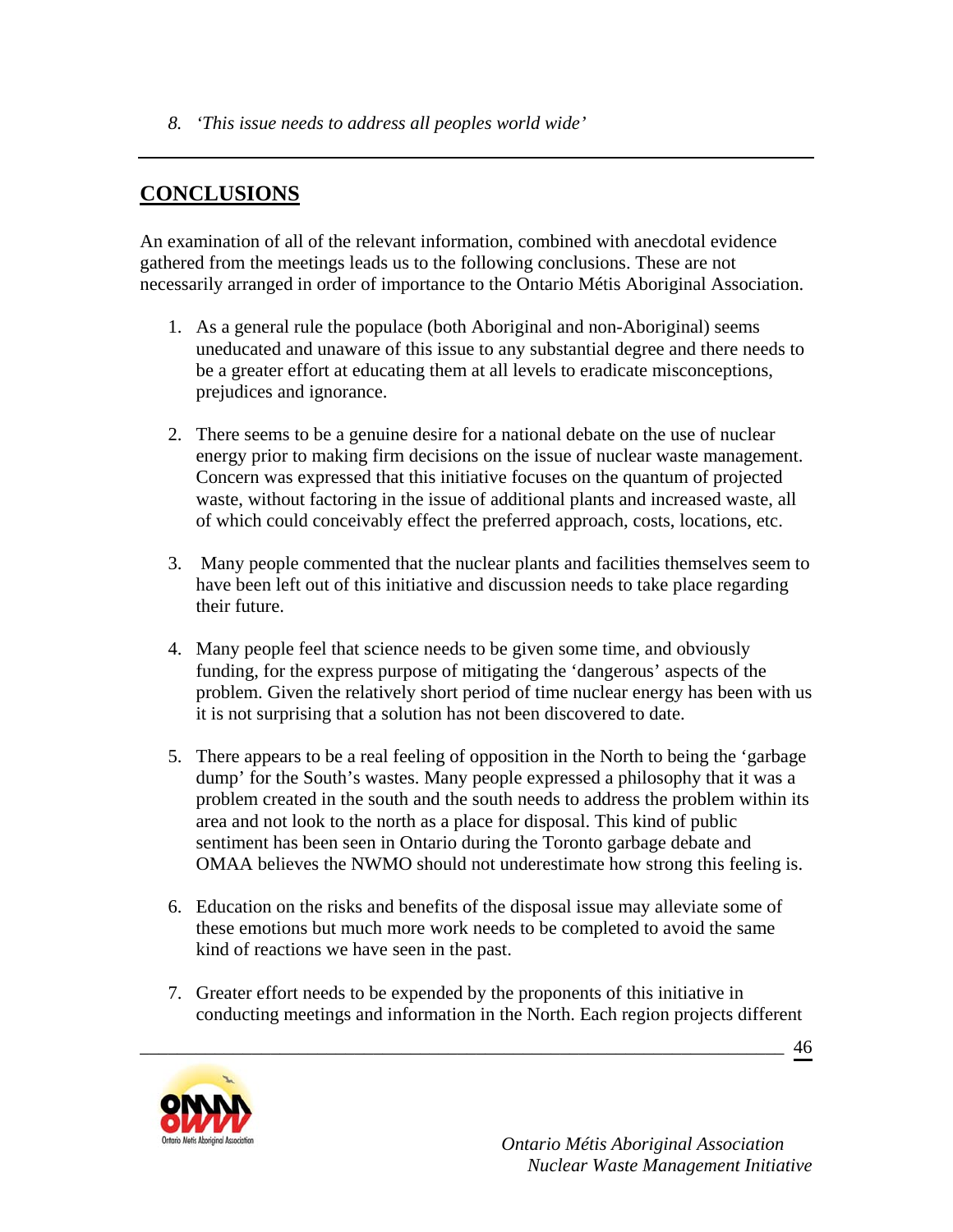8. *'This issue needs to address all peoples world wide'*

---

## CONCLUSIONS

An examination of all of the relevant information, combined with anecdotal evidence gathered from the meetings leads us to the following conclusions. These are not necessarily arranged in order of importance to the Ontario Métis Aboriginal Association.

1. As a general rule the populace (both Aboriginal and non-Aboriginal) seems uneducated and unaware of this issue to any substantial degree and there needs to be a greater effort at educating them at all levels to eradicate misconceptions, prejudices and ignorance.

2. There seems to be a genuine desire for a national debate on the use of nuclear energy prior to making firm decisions on the issue of nuclear waste management. Concern was expressed that this initiative focuses on the quantum of projected waste, without factoring in the issue of additional plants and increased waste, all of which could conceivably effect the preferred approach, costs, locations, etc.

3. Many people commented that the nuclear plants and facilities themselves seem to have been left out of this initiative and discussion needs to take place regarding their future.

4. Many people feel that science needs to be given some time, and obviously funding, for the express purpose of mitigating the 'dangerous' aspects of the problem. Given the relatively short period of time nuclear energy has been with us it is not surprising that a solution has not been discovered to date.

5. There appears to be a real feeling of opposition in the North to being the 'garbage dump' for the South's wastes. Many people expressed a philosophy that it was a problem created in the south and the south needs to address the problem within its area and not look to the north as a place for disposal. This kind of public sentiment has been seen in Ontario during the Toronto garbage debate and OMAA believes the NWMO should not underestimate how strong this feeling is.

6. Education on the risks and benefits of the disposal issue may alleviate some of these emotions but much more work needs to be completed to avoid the same kind of reactions we have seen in the past.

7. Greater effort needs to be expended by the proponents of this initiative in conducting meetings and information in the North. Each region projects different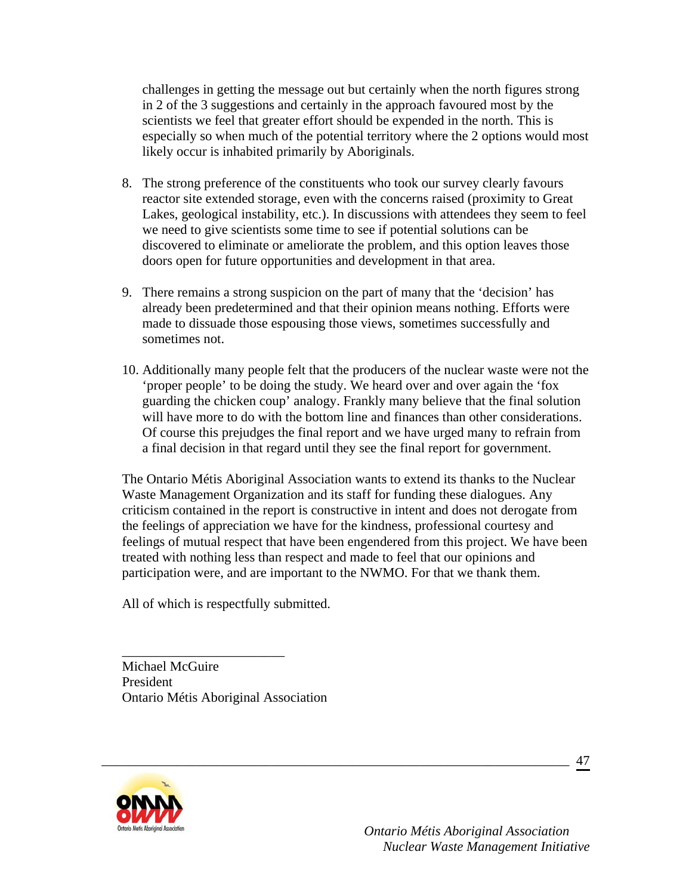challenges in getting the message out but certainly when the north figures strong in 2 of the 3 suggestions and certainly in the approach favoured most by the scientists we feel that greater effort should be expended in the north. This is especially so when much of the potential territory where the 2 options would most likely occur is inhabited primarily by Aboriginals.

8. The strong preference of the constituents who took our survey clearly favours reactor site extended storage, even with the concerns raised (proximity to Great Lakes, geological instability, etc.). In discussions with attendees they seem to feel we need to give scientists some time to see if potential solutions can be discovered to eliminate or ameliorate the problem, and this option leaves those doors open for future opportunities and development in that area.

9. There remains a strong suspicion on the part of many that the 'decision' has already been predetermined and that their opinion means nothing. Efforts were made to dissuade those espousing those views, sometimes successfully and sometimes not.

10. Additionally many people felt that the producers of the nuclear waste were not the 'proper people' to be doing the study. We heard over and over again the 'fox guarding the chicken coup' analogy. Frankly many believe that the final solution will have more to do with the bottom line and finances than other considerations. Of course this prejudges the final report and we have urged many to refrain from a final decision in that regard until they see the final report for government.

The Ontario Métis Aboriginal Association wants to extend its thanks to the Nuclear Waste Management Organization and its staff for funding these dialogues. Any criticism contained in the report is constructive in intent and does not derogate from the feelings of appreciation we have for the kindness, professional courtesy and feelings of mutual respect that have been engendered from this project. We have been treated with nothing less than respect and made to feel that our opinions and participation were, and are important to the NWMO. For that we thank them.

All of which is respectfully submitted.

\_\_\_\_\_\_\_\_\_\_\_\_\_\_\_\_\_\_\_\_\_\_\_\_\_

Michael McGuire
President
Ontario Métis Aboriginal Association